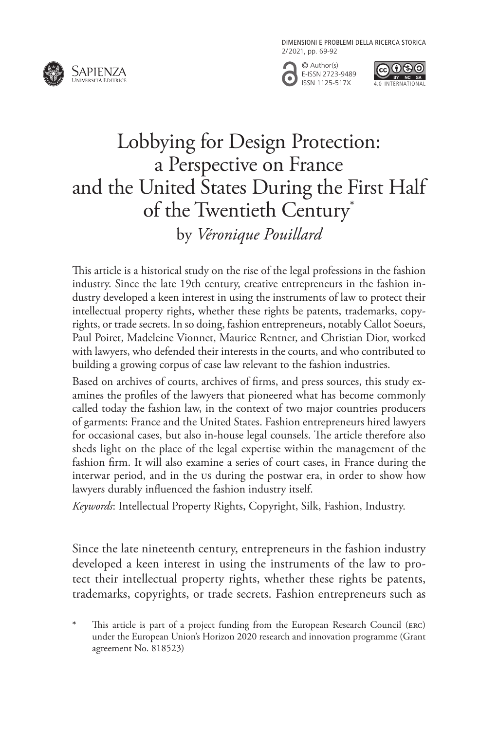# Lobbying for Design Protection: a Perspective on France and the United States During the First Half of the Twentieth Century*

by *Véronique Pouillard*

This article is a historical study on the rise of the legal professions in the fashion industry. Since the late 19th century, creative entrepreneurs in the fashion industry developed a keen interest in using the instruments of law to protect their intellectual property rights, whether these rights be patents, trademarks, copyrights, or trade secrets. In so doing, fashion entrepreneurs, notably Callot Soeurs, Paul Poiret, Madeleine Vionnet, Maurice Rentner, and Christian Dior, worked with lawyers, who defended their interests in the courts, and who contributed to building a growing corpus of case law relevant to the fashion industries.

Based on archives of courts, archives of firms, and press sources, this study examines the profiles of the lawyers that pioneered what has become commonly called today the fashion law, in the context of two major countries producers of garments: France and the United States. Fashion entrepreneurs hired lawyers for occasional cases, but also in-house legal counsels. The article therefore also sheds light on the place of the legal expertise within the management of the fashion firm. It will also examine a series of court cases, in France during the interwar period, and in the US during the postwar era, in order to show how lawyers durably influenced the fashion industry itself.

*Keywords*: Intellectual Property Rights, Copyright, Silk, Fashion, Industry.

Since the late nineteenth century, entrepreneurs in the fashion industry developed a keen interest in using the instruments of the law to protect their intellectual property rights, whether these rights be patents, trademarks, copyrights, or trade secrets. Fashion entrepreneurs such as

\* This article is part of a project funding from the European Research Council (ERC) under the European Union's Horizon 2020 research and innovation programme (Grant agreement No. 818523)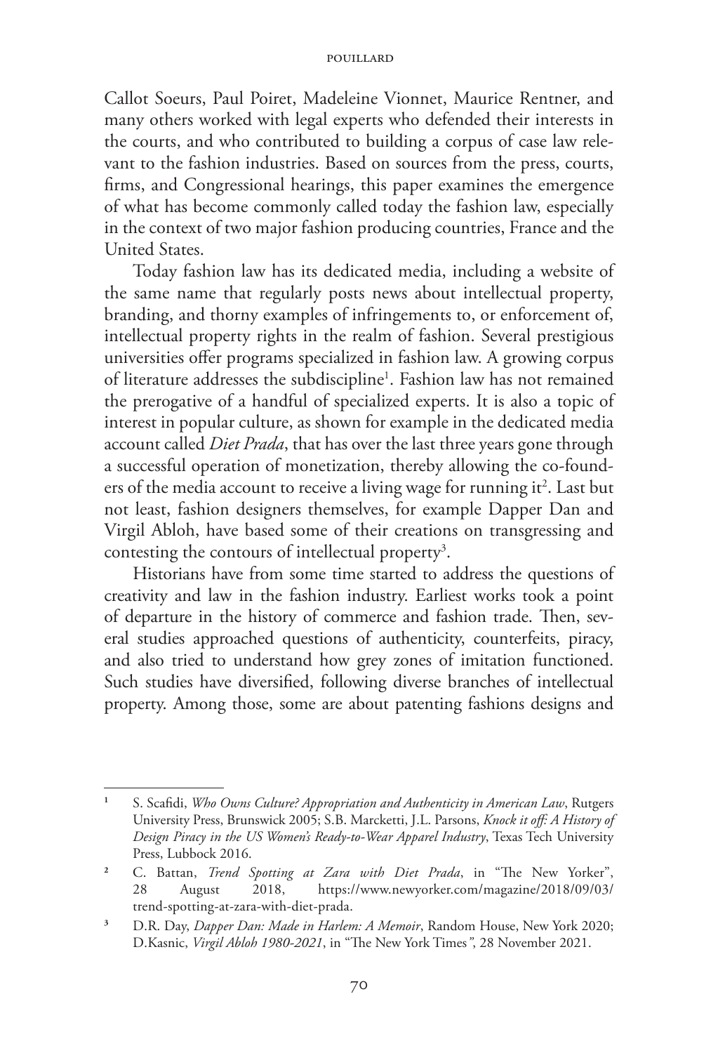Callot Soeurs, Paul Poiret, Madeleine Vionnet, Maurice Rentner, and many others worked with legal experts who defended their interests in the courts, and who contributed to building a corpus of case law relevant to the fashion industries. Based on sources from the press, courts, firms, and Congressional hearings, this paper examines the emergence of what has become commonly called today the fashion law, especially in the context of two major fashion producing countries, France and the United States.

Today fashion law has its dedicated media, including a website of the same name that regularly posts news about intellectual property, branding, and thorny examples of infringements to, or enforcement of, intellectual property rights in the realm of fashion. Several prestigious universities offer programs specialized in fashion law. A growing corpus of literature addresses the subdiscipline[1]. Fashion law has not remained the prerogative of a handful of specialized experts. It is also a topic of interest in popular culture, as shown for example in the dedicated media account called *Diet Prada*, that has over the last three years gone through a successful operation of monetization, thereby allowing the co-founders of the media account to receive a living wage for running it[2]. Last but not least, fashion designers themselves, for example Dapper Dan and Virgil Abloh, have based some of their creations on transgressing and contesting the contours of intellectual property[3].

Historians have from some time started to address the questions of creativity and law in the fashion industry. Earliest works took a point of departure in the history of commerce and fashion trade. Then, several studies approached questions of authenticity, counterfeits, piracy, and also tried to understand how grey zones of imitation functioned. Such studies have diversified, following diverse branches of intellectual property. Among those, some are about patenting fashions designs and

---

[1] S. Scafidi, *Who Owns Culture? Appropriation and Authenticity in American Law*, Rutgers University Press, Brunswick 2005; S.B. Marcketti, J.L. Parsons, *Knock it off: A History of Design Piracy in the US Women's Ready-to-Wear Apparel Industry*, Texas Tech University Press, Lubbock 2016.

[2] C. Battan, *Trend Spotting at Zara with Diet Prada*, in "The New Yorker", 28 August 2018, https://www.newyorker.com/magazine/2018/09/03/trend-spotting-at-zara-with-diet-prada.

[3] D.R. Day, *Dapper Dan: Made in Harlem: A Memoir*, Random House, New York 2020; D.Kasnic, *Virgil Abloh 1980-2021*, in "The New York Times", 28 November 2021.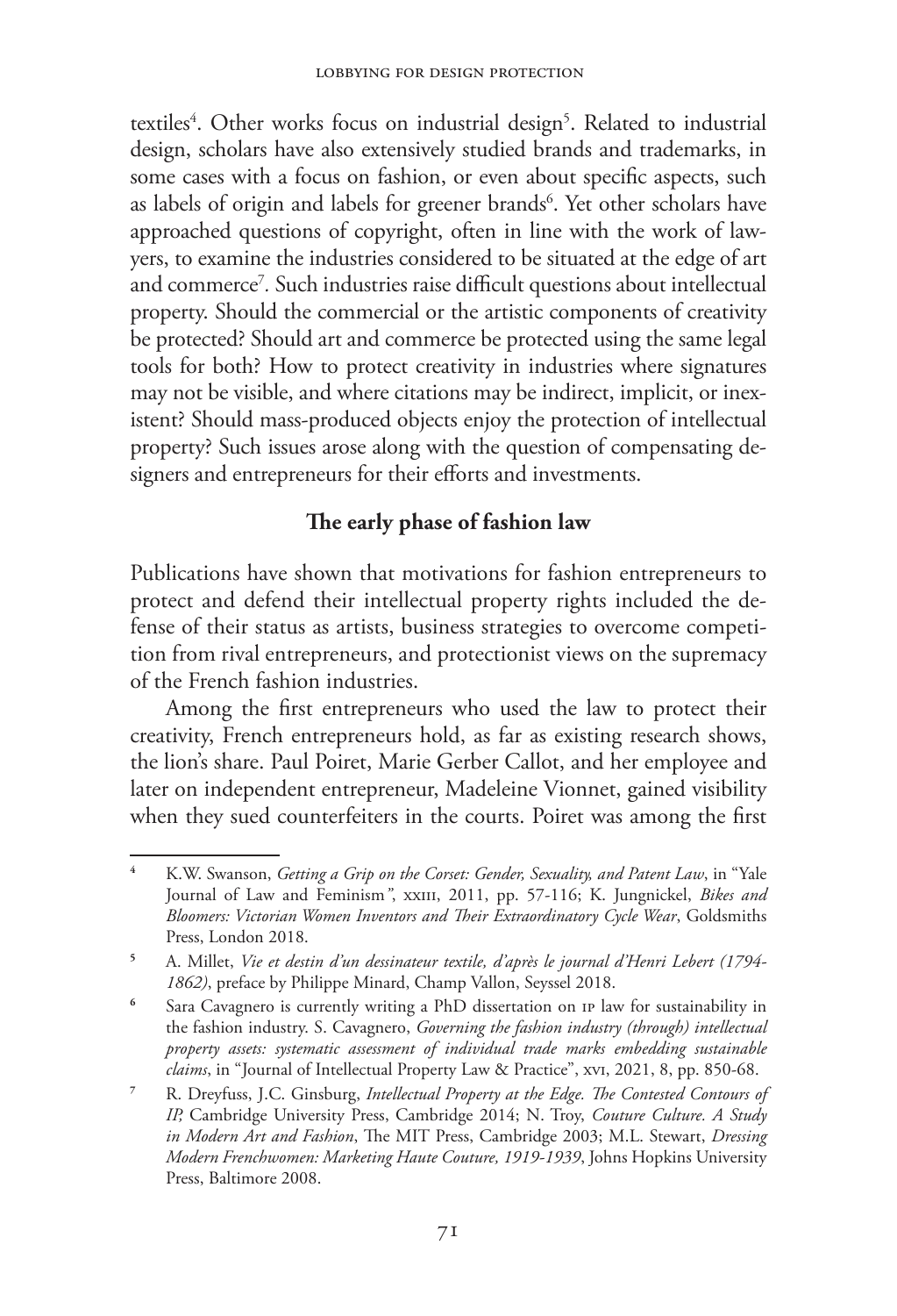textiles[4]. Other works focus on industrial design[5]. Related to industrial design, scholars have also extensively studied brands and trademarks, in some cases with a focus on fashion, or even about specific aspects, such as labels of origin and labels for greener brands[6]. Yet other scholars have approached questions of copyright, often in line with the work of lawyers, to examine the industries considered to be situated at the edge of art and commerce[7]. Such industries raise difficult questions about intellectual property. Should the commercial or the artistic components of creativity be protected? Should art and commerce be protected using the same legal tools for both? How to protect creativity in industries where signatures may not be visible, and where citations may be indirect, implicit, or inexistent? Should mass-produced objects enjoy the protection of intellectual property? Such issues arose along with the question of compensating designers and entrepreneurs for their efforts and investments.

## The early phase of fashion law

Publications have shown that motivations for fashion entrepreneurs to protect and defend their intellectual property rights included the defense of their status as artists, business strategies to overcome competition from rival entrepreneurs, and protectionist views on the supremacy of the French fashion industries.

Among the first entrepreneurs who used the law to protect their creativity, French entrepreneurs hold, as far as existing research shows, the lion's share. Paul Poiret, Marie Gerber Callot, and her employee and later on independent entrepreneur, Madeleine Vionnet, gained visibility when they sued counterfeiters in the courts. Poiret was among the first

---

[4] K.W. Swanson, *Getting a Grip on the Corset: Gender, Sexuality, and Patent Law*, in "Yale Journal of Law and Feminism", XXIII, 2011, pp. 57-116; K. Jungnickel, *Bikes and Bloomers: Victorian Women Inventors and Their Extraordinatory Cycle Wear*, Goldsmiths Press, London 2018.

[5] A. Millet, *Vie et destin d'un dessinateur textile, d'après le journal d'Henri Lebert (1794-1862)*, preface by Philippe Minard, Champ Vallon, Seyssel 2018.

[6] Sara Cavagnero is currently writing a PhD dissertation on IP law for sustainability in the fashion industry. S. Cavagnero, *Governing the fashion industry (through) intellectual property assets: systematic assessment of individual trade marks embedding sustainable claims*, in "Journal of Intellectual Property Law & Practice", XVI, 2021, 8, pp. 850-68.

[7] R. Dreyfuss, J.C. Ginsburg, *Intellectual Property at the Edge. The Contested Contours of IP*, Cambridge University Press, Cambridge 2014; N. Troy, *Couture Culture. A Study in Modern Art and Fashion*, The MIT Press, Cambridge 2003; M.L. Stewart, *Dressing Modern Frenchwomen: Marketing Haute Couture, 1919-1939*, Johns Hopkins University Press, Baltimore 2008.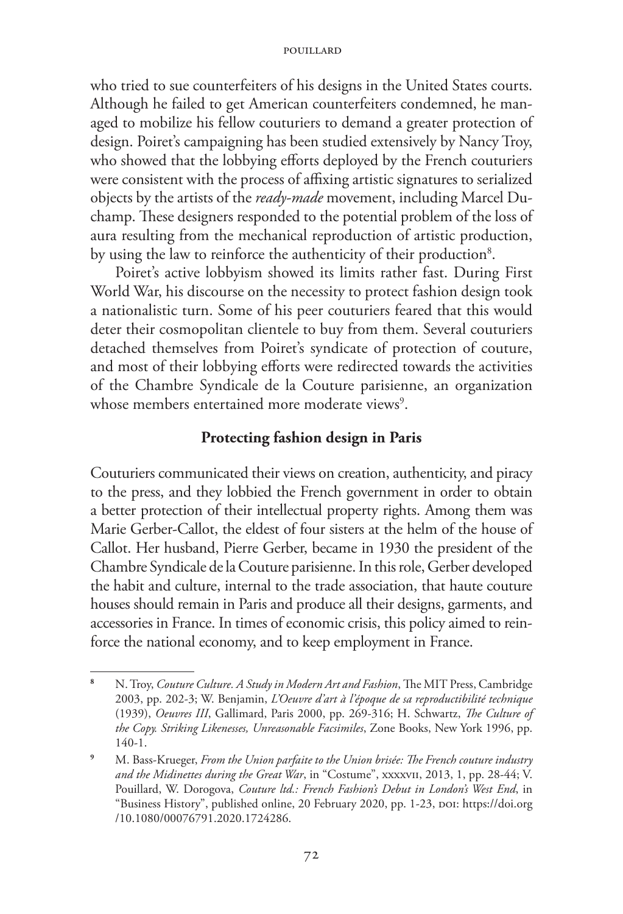who tried to sue counterfeiters of his designs in the United States courts. Although he failed to get American counterfeiters condemned, he managed to mobilize his fellow couturiers to demand a greater protection of design. Poiret's campaigning has been studied extensively by Nancy Troy, who showed that the lobbying efforts deployed by the French couturiers were consistent with the process of affixing artistic signatures to serialized objects by the artists of the *ready-made* movement, including Marcel Duchamp. These designers responded to the potential problem of the loss of aura resulting from the mechanical reproduction of artistic production, by using the law to reinforce the authenticity of their production[8].

Poiret's active lobbyism showed its limits rather fast. During First World War, his discourse on the necessity to protect fashion design took a nationalistic turn. Some of his peer couturiers feared that this would deter their cosmopolitan clientele to buy from them. Several couturiers detached themselves from Poiret's syndicate of protection of couture, and most of their lobbying efforts were redirected towards the activities of the Chambre Syndicale de la Couture parisienne, an organization whose members entertained more moderate views[9].

## Protecting fashion design in Paris

Couturiers communicated their views on creation, authenticity, and piracy to the press, and they lobbied the French government in order to obtain a better protection of their intellectual property rights. Among them was Marie Gerber-Callot, the eldest of four sisters at the helm of the house of Callot. Her husband, Pierre Gerber, became in 1930 the president of the Chambre Syndicale de la Couture parisienne. In this role, Gerber developed the habit and culture, internal to the trade association, that haute couture houses should remain in Paris and produce all their designs, garments, and accessories in France. In times of economic crisis, this policy aimed to reinforce the national economy, and to keep employment in France.

---

[8] N. Troy, *Couture Culture. A Study in Modern Art and Fashion*, The MIT Press, Cambridge 2003, pp. 202-3; W. Benjamin, *L'Oeuvre d'art à l'époque de sa reproductibilité technique* (1939), *Oeuvres III*, Gallimard, Paris 2000, pp. 269-316; H. Schwartz, *The Culture of the Copy. Striking Likenesses, Unreasonable Facsimiles*, Zone Books, New York 1996, pp. 140-1.

[9] M. Bass-Krueger, *From the Union parfaite to the Union brisée: The French couture industry and the Midinettes during the Great War*, in "Costume", XXXXVII, 2013, 1, pp. 28-44; V. Pouillard, W. Dorogova, *Couture ltd.: French Fashion's Debut in London's West End*, in "Business History", published online, 20 February 2020, pp. 1-23, DOI: https://doi.org/10.1080/00076791.2020.1724286.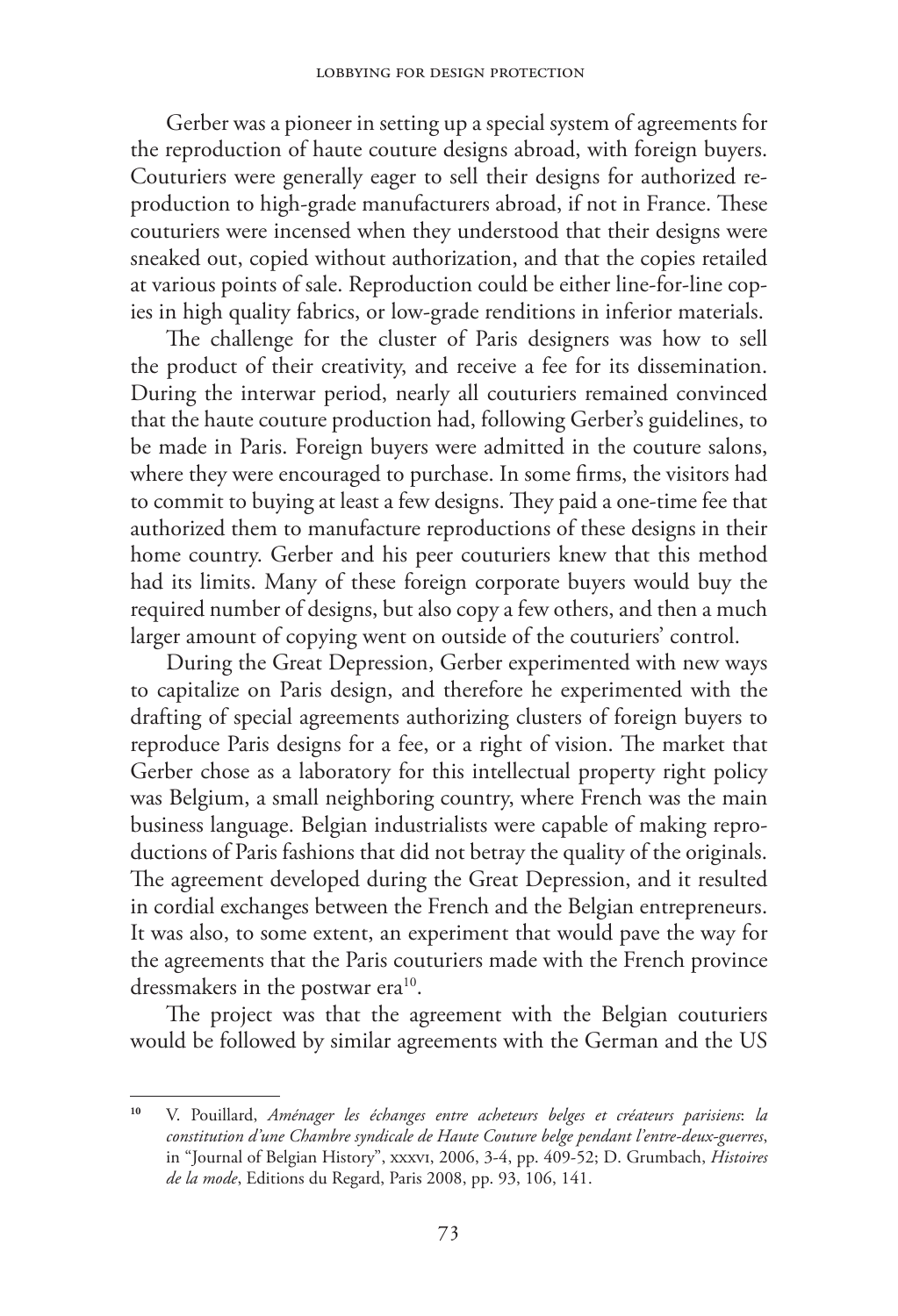Gerber was a pioneer in setting up a special system of agreements for the reproduction of haute couture designs abroad, with foreign buyers. Couturiers were generally eager to sell their designs for authorized reproduction to high-grade manufacturers abroad, if not in France. These couturiers were incensed when they understood that their designs were sneaked out, copied without authorization, and that the copies retailed at various points of sale. Reproduction could be either line-for-line copies in high quality fabrics, or low-grade renditions in inferior materials.

The challenge for the cluster of Paris designers was how to sell the product of their creativity, and receive a fee for its dissemination. During the interwar period, nearly all couturiers remained convinced that the haute couture production had, following Gerber's guidelines, to be made in Paris. Foreign buyers were admitted in the couture salons, where they were encouraged to purchase. In some firms, the visitors had to commit to buying at least a few designs. They paid a one-time fee that authorized them to manufacture reproductions of these designs in their home country. Gerber and his peer couturiers knew that this method had its limits. Many of these foreign corporate buyers would buy the required number of designs, but also copy a few others, and then a much larger amount of copying went on outside of the couturiers' control.

During the Great Depression, Gerber experimented with new ways to capitalize on Paris design, and therefore he experimented with the drafting of special agreements authorizing clusters of foreign buyers to reproduce Paris designs for a fee, or a right of vision. The market that Gerber chose as a laboratory for this intellectual property right policy was Belgium, a small neighboring country, where French was the main business language. Belgian industrialists were capable of making reproductions of Paris fashions that did not betray the quality of the originals. The agreement developed during the Great Depression, and it resulted in cordial exchanges between the French and the Belgian entrepreneurs. It was also, to some extent, an experiment that would pave the way for the agreements that the Paris couturiers made with the French province dressmakers in the postwar era[10].

The project was that the agreement with the Belgian couturiers would be followed by similar agreements with the German and the US

---

[10] V. Pouillard, *Aménager les échanges entre acheteurs belges et créateurs parisiens*: *la constitution d'une Chambre syndicale de Haute Couture belge pendant l'entre-deux-guerres*, in "Journal of Belgian History", xxxvi, 2006, 3-4, pp. 409-52; D. Grumbach, *Histoires de la mode*, Editions du Regard, Paris 2008, pp. 93, 106, 141.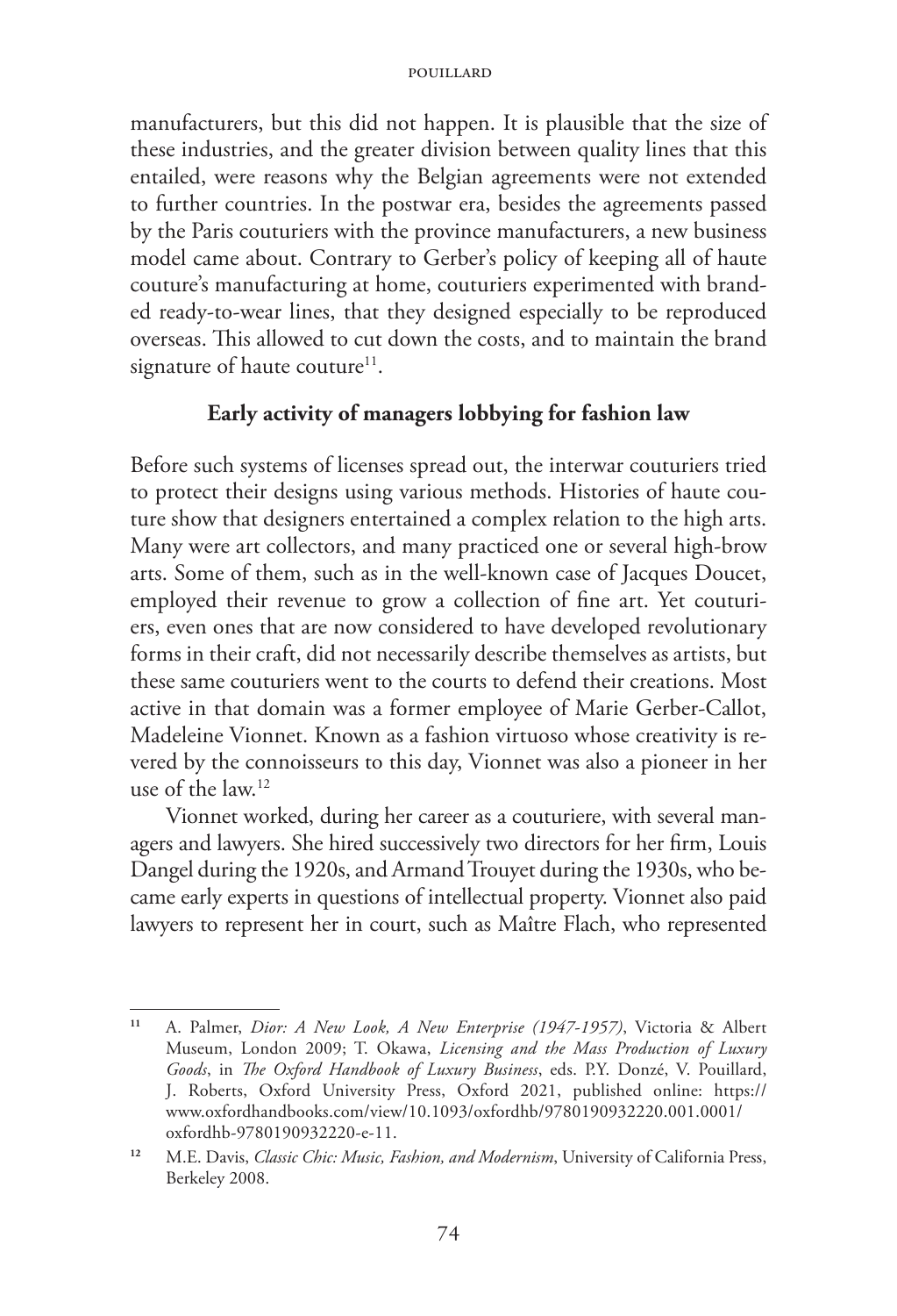manufacturers, but this did not happen. It is plausible that the size of these industries, and the greater division between quality lines that this entailed, were reasons why the Belgian agreements were not extended to further countries. In the postwar era, besides the agreements passed by the Paris couturiers with the province manufacturers, a new business model came about. Contrary to Gerber's policy of keeping all of haute couture's manufacturing at home, couturiers experimented with branded ready-to-wear lines, that they designed especially to be reproduced overseas. This allowed to cut down the costs, and to maintain the brand signature of haute couture[11].

### Early activity of managers lobbying for fashion law

Before such systems of licenses spread out, the interwar couturiers tried to protect their designs using various methods. Histories of haute couture show that designers entertained a complex relation to the high arts. Many were art collectors, and many practiced one or several high-brow arts. Some of them, such as in the well-known case of Jacques Doucet, employed their revenue to grow a collection of fine art. Yet couturiers, even ones that are now considered to have developed revolutionary forms in their craft, did not necessarily describe themselves as artists, but these same couturiers went to the courts to defend their creations. Most active in that domain was a former employee of Marie Gerber-Callot, Madeleine Vionnet. Known as a fashion virtuoso whose creativity is revered by the connoisseurs to this day, Vionnet was also a pioneer in her use of the law.[12]

Vionnet worked, during her career as a couturiere, with several managers and lawyers. She hired successively two directors for her firm, Louis Dangel during the 1920s, and Armand Trouyet during the 1930s, who became early experts in questions of intellectual property. Vionnet also paid lawyers to represent her in court, such as Maître Flach, who represented

---

[11] A. Palmer, *Dior: A New Look, A New Enterprise (1947-1957)*, Victoria & Albert Museum, London 2009; T. Okawa, *Licensing and the Mass Production of Luxury Goods*, in *The Oxford Handbook of Luxury Business*, eds. P.Y. Donzé, V. Pouillard, J. Roberts, Oxford University Press, Oxford 2021, published online: https://www.oxfordhandbooks.com/view/10.1093/oxfordhb/9780190932220.001.0001/oxfordhb-9780190932220-e-11.

[12] M.E. Davis, *Classic Chic: Music, Fashion, and Modernism*, University of California Press, Berkeley 2008.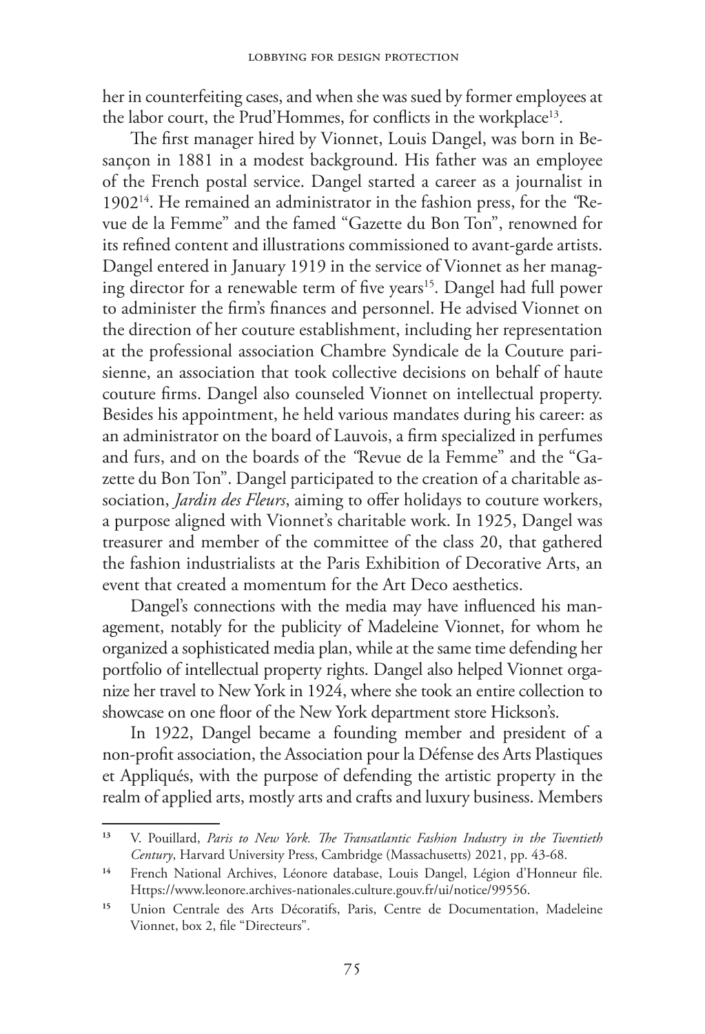her in counterfeiting cases, and when she was sued by former employees at the labor court, the Prud'Hommes, for conflicts in the workplace[13].

The first manager hired by Vionnet, Louis Dangel, was born in Besançon in 1881 in a modest background. His father was an employee of the French postal service. Dangel started a career as a journalist in 1902[14]. He remained an administrator in the fashion press, for the "Revue de la Femme" and the famed "Gazette du Bon Ton", renowned for its refined content and illustrations commissioned to avant-garde artists. Dangel entered in January 1919 in the service of Vionnet as her managing director for a renewable term of five years[15]. Dangel had full power to administer the firm's finances and personnel. He advised Vionnet on the direction of her couture establishment, including her representation at the professional association Chambre Syndicale de la Couture parisienne, an association that took collective decisions on behalf of haute couture firms. Dangel also counseled Vionnet on intellectual property. Besides his appointment, he held various mandates during his career: as an administrator on the board of Lauvois, a firm specialized in perfumes and furs, and on the boards of the "Revue de la Femme" and the "Gazette du Bon Ton". Dangel participated to the creation of a charitable association, *Jardin des Fleurs*, aiming to offer holidays to couture workers, a purpose aligned with Vionnet's charitable work. In 1925, Dangel was treasurer and member of the committee of the class 20, that gathered the fashion industrialists at the Paris Exhibition of Decorative Arts, an event that created a momentum for the Art Deco aesthetics.

Dangel's connections with the media may have influenced his management, notably for the publicity of Madeleine Vionnet, for whom he organized a sophisticated media plan, while at the same time defending her portfolio of intellectual property rights. Dangel also helped Vionnet organize her travel to New York in 1924, where she took an entire collection to showcase on one floor of the New York department store Hickson's.

In 1922, Dangel became a founding member and president of a non-profit association, the Association pour la Défense des Arts Plastiques et Appliqués, with the purpose of defending the artistic property in the realm of applied arts, mostly arts and crafts and luxury business. Members

---

[13] V. Pouillard, *Paris to New York. The Transatlantic Fashion Industry in the Twentieth Century*, Harvard University Press, Cambridge (Massachusetts) 2021, pp. 43-68.

[14] French National Archives, Léonore database, Louis Dangel, Légion d'Honneur file. Https://www.leonore.archives-nationales.culture.gouv.fr/ui/notice/99556.

[15] Union Centrale des Arts Décoratifs, Paris, Centre de Documentation, Madeleine Vionnet, box 2, file "Directeurs".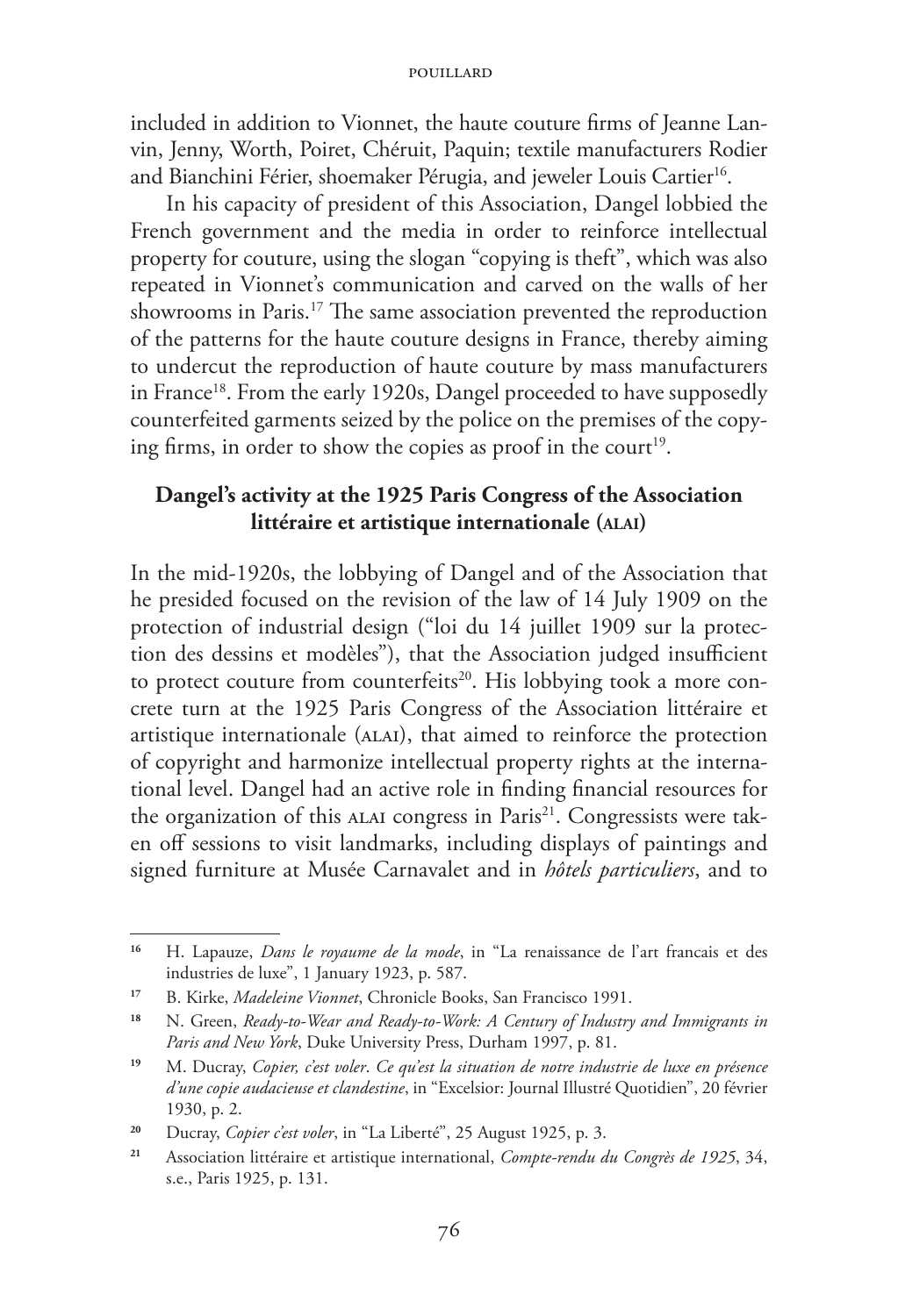included in addition to Vionnet, the haute couture firms of Jeanne Lanvin, Jenny, Worth, Poiret, Chéruit, Paquin; textile manufacturers Rodier and Bianchini Férier, shoemaker Pérugia, and jeweler Louis Cartier[16].

In his capacity of president of this Association, Dangel lobbied the French government and the media in order to reinforce intellectual property for couture, using the slogan "copying is theft", which was also repeated in Vionnet's communication and carved on the walls of her showrooms in Paris.[17] The same association prevented the reproduction of the patterns for the haute couture designs in France, thereby aiming to undercut the reproduction of haute couture by mass manufacturers in France[18]. From the early 1920s, Dangel proceeded to have supposedly counterfeited garments seized by the police on the premises of the copying firms, in order to show the copies as proof in the court[19].

### Dangel's activity at the 1925 Paris Congress of the Association littéraire et artistique internationale (ALAI)

In the mid-1920s, the lobbying of Dangel and of the Association that he presided focused on the revision of the law of 14 July 1909 on the protection of industrial design ("loi du 14 juillet 1909 sur la protection des dessins et modèles"), that the Association judged insufficient to protect couture from counterfeits[20]. His lobbying took a more concrete turn at the 1925 Paris Congress of the Association littéraire et artistique internationale (ALAI), that aimed to reinforce the protection of copyright and harmonize intellectual property rights at the international level. Dangel had an active role in finding financial resources for the organization of this ALAI congress in Paris[21]. Congressists were taken off sessions to visit landmarks, including displays of paintings and signed furniture at Musée Carnavalet and in *hôtels particuliers*, and to

---

[16] H. Lapauze, *Dans le royaume de la mode*, in "La renaissance de l'art francais et des industries de luxe", 1 January 1923, p. 587.

[17] B. Kirke, *Madeleine Vionnet*, Chronicle Books, San Francisco 1991.

[18] N. Green, *Ready-to-Wear and Ready-to-Work: A Century of Industry and Immigrants in Paris and New York*, Duke University Press, Durham 1997, p. 81.

[19] M. Ducray, *Copier, c'est voler. Ce qu'est la situation de notre industrie de luxe en présence d'une copie audacieuse et clandestine*, in "Excelsior: Journal Illustré Quotidien", 20 février 1930, p. 2.

[20] Ducray, *Copier c'est voler*, in "La Liberté", 25 August 1925, p. 3.

[21] Association littéraire et artistique international, *Compte-rendu du Congrès de 1925*, 34, s.e., Paris 1925, p. 131.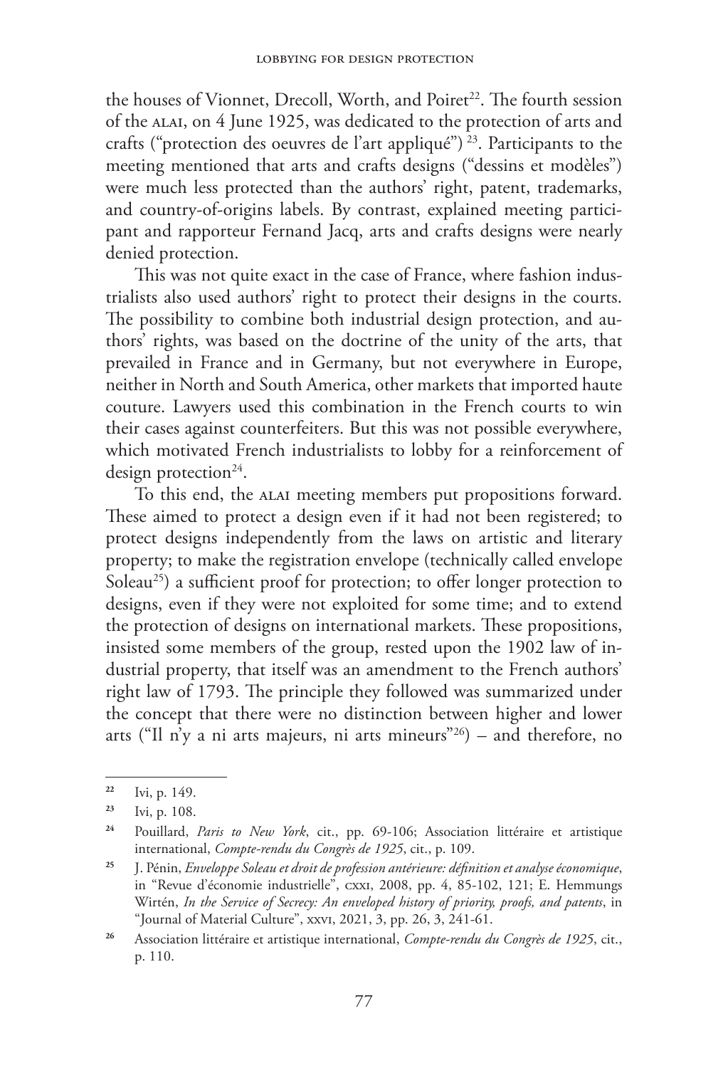the houses of Vionnet, Drecoll, Worth, and Poiret[22]. The fourth session of the ALAI, on 4 June 1925, was dedicated to the protection of arts and crafts ("protection des oeuvres de l'art appliqué") [23]. Participants to the meeting mentioned that arts and crafts designs ("dessins et modèles") were much less protected than the authors' right, patent, trademarks, and country-of-origins labels. By contrast, explained meeting participant and rapporteur Fernand Jacq, arts and crafts designs were nearly denied protection.

This was not quite exact in the case of France, where fashion industrialists also used authors' right to protect their designs in the courts. The possibility to combine both industrial design protection, and authors' rights, was based on the doctrine of the unity of the arts, that prevailed in France and in Germany, but not everywhere in Europe, neither in North and South America, other markets that imported haute couture. Lawyers used this combination in the French courts to win their cases against counterfeiters. But this was not possible everywhere, which motivated French industrialists to lobby for a reinforcement of design protection[24].

To this end, the ALAI meeting members put propositions forward. These aimed to protect a design even if it had not been registered; to protect designs independently from the laws on artistic and literary property; to make the registration envelope (technically called envelope Soleau[25]) a sufficient proof for protection; to offer longer protection to designs, even if they were not exploited for some time; and to extend the protection of designs on international markets. These propositions, insisted some members of the group, rested upon the 1902 law of industrial property, that itself was an amendment to the French authors' right law of 1793. The principle they followed was summarized under the concept that there were no distinction between higher and lower arts ("Il n'y a ni arts majeurs, ni arts mineurs"[26]) – and therefore, no

---

[22] Ivi, p. 149.

[23] Ivi, p. 108.

[24] Pouillard, *Paris to New York*, cit., pp. 69-106; Association littéraire et artistique international, *Compte-rendu du Congrès de 1925*, cit., p. 109.

[25] J. Pénin, *Enveloppe Soleau et droit de profession antérieure: définition et analyse économique*, in "Revue d'économie industrielle", CXXI, 2008, pp. 4, 85-102, 121; E. Hemmungs Wirtén, *In the Service of Secrecy: An enveloped history of priority, proofs, and patents*, in "Journal of Material Culture", XXVI, 2021, 3, pp. 26, 3, 241-61.

[26] Association littéraire et artistique international, *Compte-rendu du Congrès de 1925*, cit., p. 110.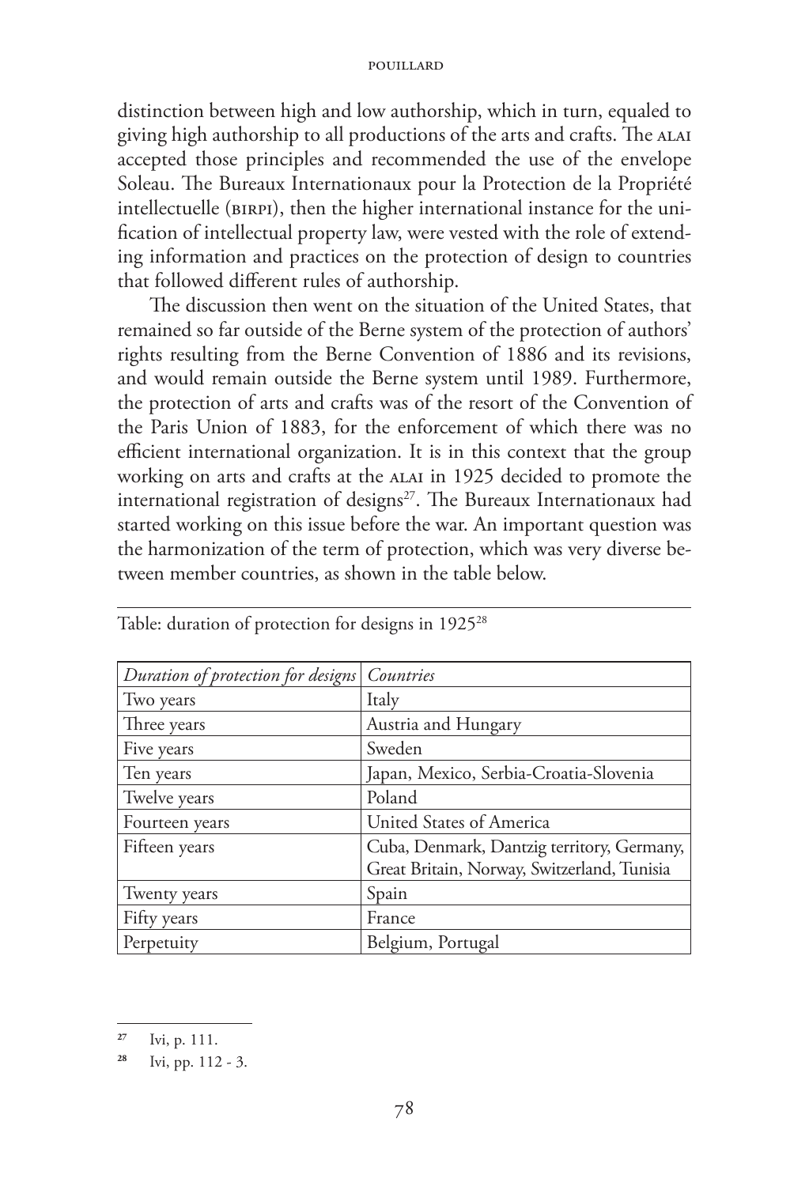distinction between high and low authorship, which in turn, equaled to giving high authorship to all productions of the arts and crafts. The ALAI accepted those principles and recommended the use of the envelope Soleau. The Bureaux Internationaux pour la Protection de la Propriété intellectuelle (BIRPI), then the higher international instance for the unification of intellectual property law, were vested with the role of extending information and practices on the protection of design to countries that followed different rules of authorship.

The discussion then went on the situation of the United States, that remained so far outside of the Berne system of the protection of authors' rights resulting from the Berne Convention of 1886 and its revisions, and would remain outside the Berne system until 1989. Furthermore, the protection of arts and crafts was of the resort of the Convention of the Paris Union of 1883, for the enforcement of which there was no efficient international organization. It is in this context that the group working on arts and crafts at the ALAI in 1925 decided to promote the international registration of designs[27]. The Bureaux Internationaux had started working on this issue before the war. An important question was the harmonization of the term of protection, which was very diverse between member countries, as shown in the table below.

Table: duration of protection for designs in 1925[28]

| *Duration of protection for designs* | *Countries* |
|---|---|
| Two years | Italy |
| Three years | Austria and Hungary |
| Five years | Sweden |
| Ten years | Japan, Mexico, Serbia-Croatia-Slovenia |
| Twelve years | Poland |
| Fourteen years | United States of America |
| Fifteen years | Cuba, Denmark, Dantzig territory, Germany, Great Britain, Norway, Switzerland, Tunisia |
| Twenty years | Spain |
| Fifty years | France |
| Perpetuity | Belgium, Portugal |

[27] Ivi, p. 111.

[28] Ivi, pp. 112 - 3.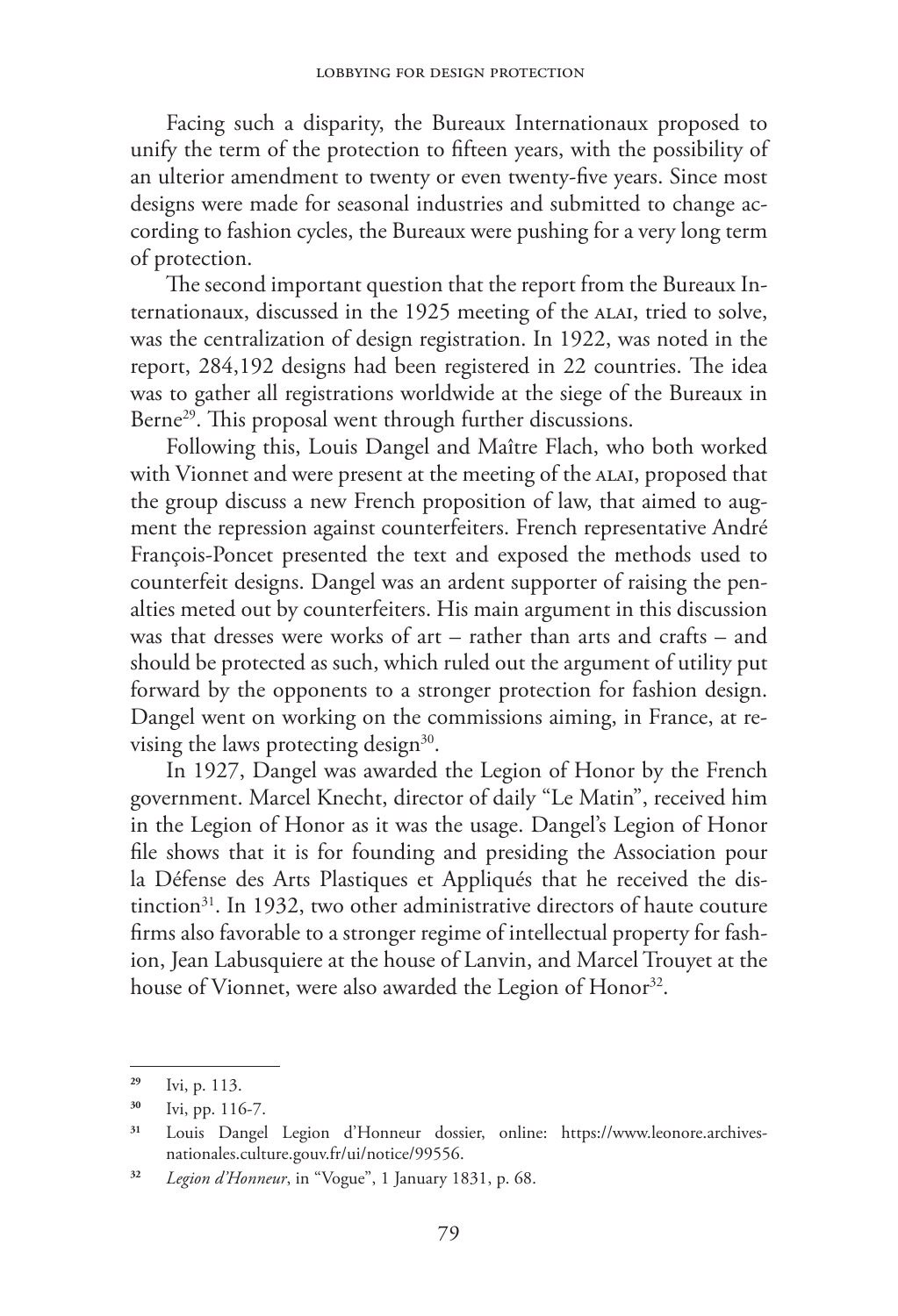Facing such a disparity, the Bureaux Internationaux proposed to unify the term of the protection to fifteen years, with the possibility of an ulterior amendment to twenty or even twenty-five years. Since most designs were made for seasonal industries and submitted to change according to fashion cycles, the Bureaux were pushing for a very long term of protection.

The second important question that the report from the Bureaux Internationaux, discussed in the 1925 meeting of the ALAI, tried to solve, was the centralization of design registration. In 1922, was noted in the report, 284,192 designs had been registered in 22 countries. The idea was to gather all registrations worldwide at the siege of the Bureaux in Berne[29]. This proposal went through further discussions.

Following this, Louis Dangel and Maître Flach, who both worked with Vionnet and were present at the meeting of the ALAI, proposed that the group discuss a new French proposition of law, that aimed to augment the repression against counterfeiters. French representative André François-Poncet presented the text and exposed the methods used to counterfeit designs. Dangel was an ardent supporter of raising the penalties meted out by counterfeiters. His main argument in this discussion was that dresses were works of art – rather than arts and crafts – and should be protected as such, which ruled out the argument of utility put forward by the opponents to a stronger protection for fashion design. Dangel went on working on the commissions aiming, in France, at revising the laws protecting design[30].

In 1927, Dangel was awarded the Legion of Honor by the French government. Marcel Knecht, director of daily "Le Matin", received him in the Legion of Honor as it was the usage. Dangel's Legion of Honor file shows that it is for founding and presiding the Association pour la Défense des Arts Plastiques et Appliqués that he received the distinction[31]. In 1932, two other administrative directors of haute couture firms also favorable to a stronger regime of intellectual property for fashion, Jean Labusquiere at the house of Lanvin, and Marcel Trouyet at the house of Vionnet, were also awarded the Legion of Honor[32].

---

[29] Ivi, p. 113.

[30] Ivi, pp. 116-7.

[31] Louis Dangel Legion d'Honneur dossier, online: https://www.leonore.archives-nationales.culture.gouv.fr/ui/notice/99556.

[32] *Legion d'Honneur*, in "Vogue", 1 January 1831, p. 68.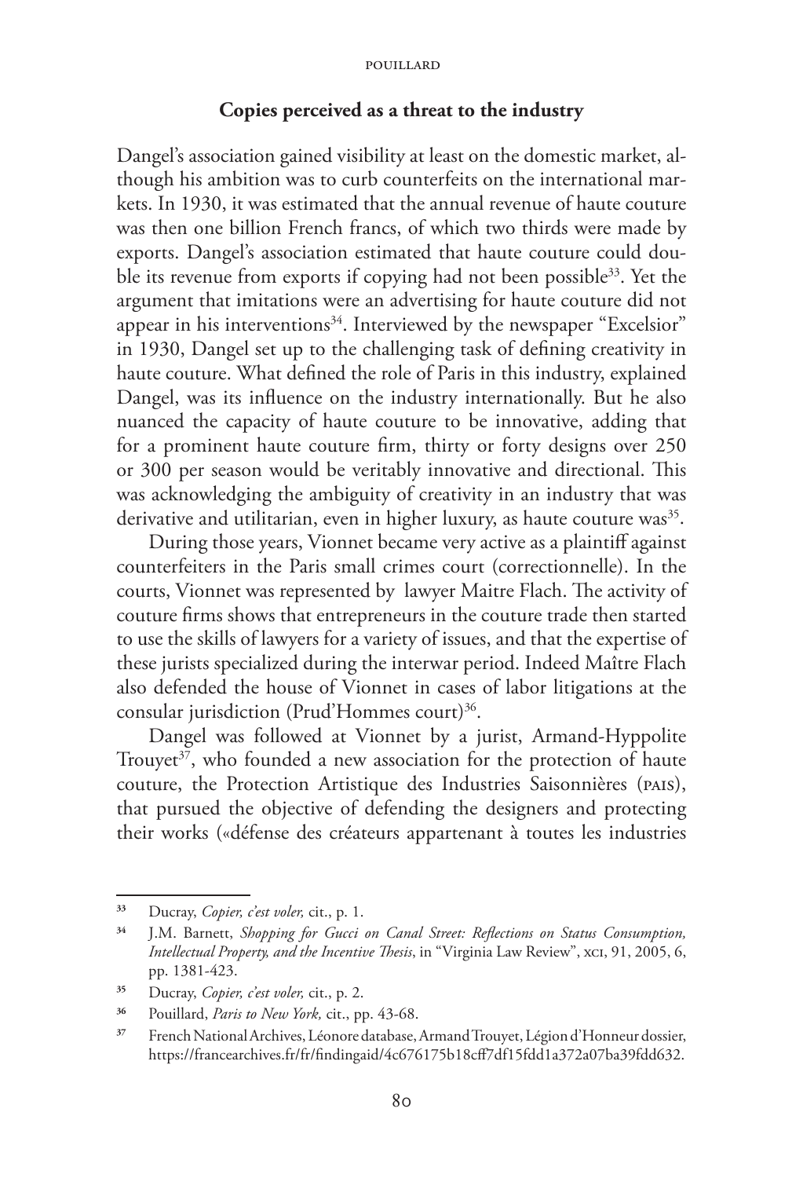### Copies perceived as a threat to the industry

Dangel's association gained visibility at least on the domestic market, although his ambition was to curb counterfeits on the international markets. In 1930, it was estimated that the annual revenue of haute couture was then one billion French francs, of which two thirds were made by exports. Dangel's association estimated that haute couture could double its revenue from exports if copying had not been possible[33]. Yet the argument that imitations were an advertising for haute couture did not appear in his interventions[34]. Interviewed by the newspaper "Excelsior" in 1930, Dangel set up to the challenging task of defining creativity in haute couture. What defined the role of Paris in this industry, explained Dangel, was its influence on the industry internationally. But he also nuanced the capacity of haute couture to be innovative, adding that for a prominent haute couture firm, thirty or forty designs over 250 or 300 per season would be veritably innovative and directional. This was acknowledging the ambiguity of creativity in an industry that was derivative and utilitarian, even in higher luxury, as haute couture was[35].

During those years, Vionnet became very active as a plaintiff against counterfeiters in the Paris small crimes court (correctionnelle). In the courts, Vionnet was represented by lawyer Maitre Flach. The activity of couture firms shows that entrepreneurs in the couture trade then started to use the skills of lawyers for a variety of issues, and that the expertise of these jurists specialized during the interwar period. Indeed Maître Flach also defended the house of Vionnet in cases of labor litigations at the consular jurisdiction (Prud'Hommes court)[36].

Dangel was followed at Vionnet by a jurist, Armand-Hyppolite Trouyet[37], who founded a new association for the protection of haute couture, the Protection Artistique des Industries Saisonnières (PAIS), that pursued the objective of defending the designers and protecting their works («défense des créateurs appartenant à toutes les industries

---

[33] Ducray, *Copier, c'est voler,* cit., p. 1.

[34] J.M. Barnett, *Shopping for Gucci on Canal Street: Reflections on Status Consumption, Intellectual Property, and the Incentive Thesis*, in "Virginia Law Review", XCI, 91, 2005, 6, pp. 1381-423.

[35] Ducray, *Copier, c'est voler,* cit., p. 2.

[36] Pouillard, *Paris to New York,* cit., pp. 43-68.

[37] French National Archives, Léonore database, Armand Trouyet, Légion d'Honneur dossier, https://francearchives.fr/fr/findingaid/4c676175b18cff7df15fdd1a372a07ba39fdd632.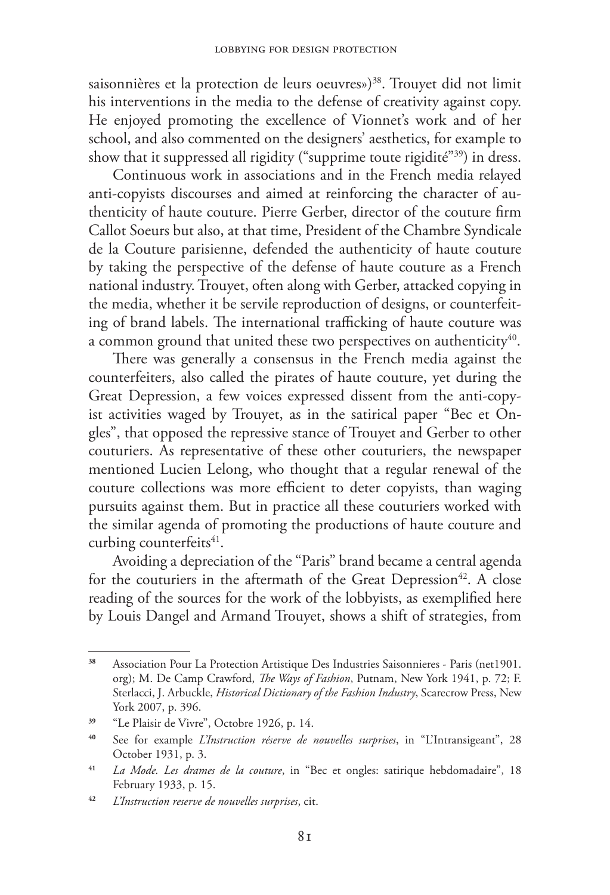saisonnières et la protection de leurs oeuvres»)[38]. Trouyet did not limit his interventions in the media to the defense of creativity against copy. He enjoyed promoting the excellence of Vionnet's work and of her school, and also commented on the designers' aesthetics, for example to show that it suppressed all rigidity ("supprime toute rigidité"[39]) in dress.

Continuous work in associations and in the French media relayed anti-copyists discourses and aimed at reinforcing the character of authenticity of haute couture. Pierre Gerber, director of the couture firm Callot Soeurs but also, at that time, President of the Chambre Syndicale de la Couture parisienne, defended the authenticity of haute couture by taking the perspective of the defense of haute couture as a French national industry. Trouyet, often along with Gerber, attacked copying in the media, whether it be servile reproduction of designs, or counterfeiting of brand labels. The international trafficking of haute couture was a common ground that united these two perspectives on authenticity[40].

There was generally a consensus in the French media against the counterfeiters, also called the pirates of haute couture, yet during the Great Depression, a few voices expressed dissent from the anti-copyist activities waged by Trouyet, as in the satirical paper "Bec et Ongles", that opposed the repressive stance of Trouyet and Gerber to other couturiers. As representative of these other couturiers, the newspaper mentioned Lucien Lelong, who thought that a regular renewal of the couture collections was more efficient to deter copyists, than waging pursuits against them. But in practice all these couturiers worked with the similar agenda of promoting the productions of haute couture and curbing counterfeits[41].

Avoiding a depreciation of the "Paris" brand became a central agenda for the couturiers in the aftermath of the Great Depression[42]. A close reading of the sources for the work of the lobbyists, as exemplified here by Louis Dangel and Armand Trouyet, shows a shift of strategies, from

---

[38] Association Pour La Protection Artistique Des Industries Saisonnieres - Paris (net1901.org); M. De Camp Crawford, *The Ways of Fashion*, Putnam, New York 1941, p. 72; F. Sterlacci, J. Arbuckle, *Historical Dictionary of the Fashion Industry*, Scarecrow Press, New York 2007, p. 396.

[39] "Le Plaisir de Vivre", Octobre 1926, p. 14.

[40] See for example *L'Instruction réserve de nouvelles surprises*, in "L'Intransigeant", 28 October 1931, p. 3.

[41] *La Mode. Les drames de la couture*, in "Bec et ongles: satirique hebdomadaire", 18 February 1933, p. 15.

[42] *L'Instruction reserve de nouvelles surprises*, cit.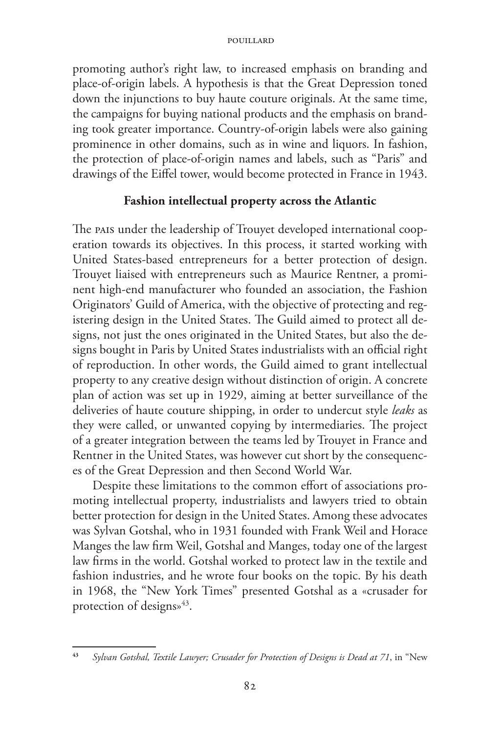promoting author's right law, to increased emphasis on branding and place-of-origin labels. A hypothesis is that the Great Depression toned down the injunctions to buy haute couture originals. At the same time, the campaigns for buying national products and the emphasis on branding took greater importance. Country-of-origin labels were also gaining prominence in other domains, such as in wine and liquors. In fashion, the protection of place-of-origin names and labels, such as "Paris" and drawings of the Eiffel tower, would become protected in France in 1943.

## Fashion intellectual property across the Atlantic

The PAIS under the leadership of Trouyet developed international cooperation towards its objectives. In this process, it started working with United States-based entrepreneurs for a better protection of design. Trouyet liaised with entrepreneurs such as Maurice Rentner, a prominent high-end manufacturer who founded an association, the Fashion Originators' Guild of America, with the objective of protecting and registering design in the United States. The Guild aimed to protect all designs, not just the ones originated in the United States, but also the designs bought in Paris by United States industrialists with an official right of reproduction. In other words, the Guild aimed to grant intellectual property to any creative design without distinction of origin. A concrete plan of action was set up in 1929, aiming at better surveillance of the deliveries of haute couture shipping, in order to undercut style *leaks* as they were called, or unwanted copying by intermediaries. The project of a greater integration between the teams led by Trouyet in France and Rentner in the United States, was however cut short by the consequences of the Great Depression and then Second World War.

Despite these limitations to the common effort of associations promoting intellectual property, industrialists and lawyers tried to obtain better protection for design in the United States. Among these advocates was Sylvan Gotshal, who in 1931 founded with Frank Weil and Horace Manges the law firm Weil, Gotshal and Manges, today one of the largest law firms in the world. Gotshal worked to protect law in the textile and fashion industries, and he wrote four books on the topic. By his death in 1968, the "New York Times" presented Gotshal as a «crusader for protection of designs»[43].

---

[43] *Sylvan Gotshal, Textile Lawyer; Crusader for Protection of Designs is Dead at 71*, in "New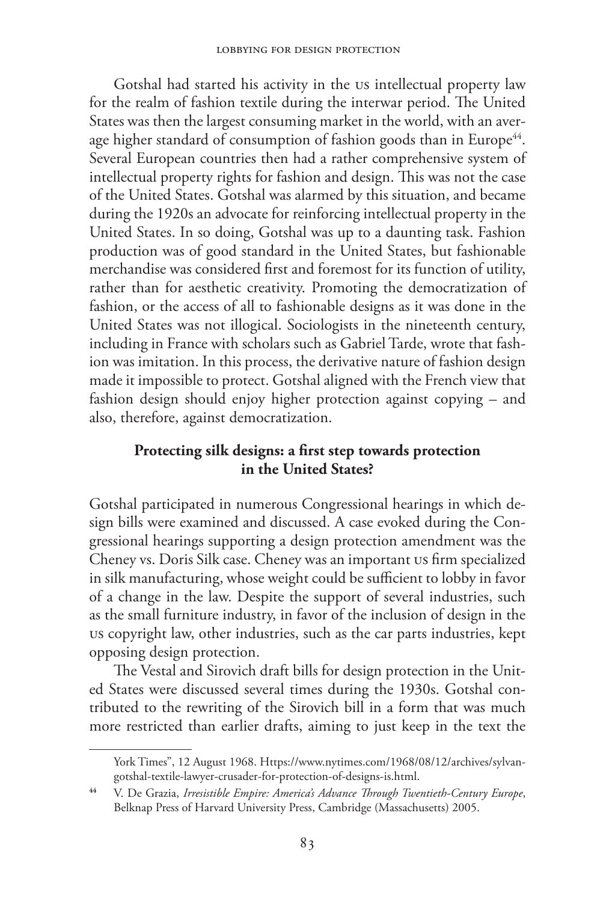Gotshal had started his activity in the US intellectual property law for the realm of fashion textile during the interwar period. The United States was then the largest consuming market in the world, with an average higher standard of consumption of fashion goods than in Europe[44]. Several European countries then had a rather comprehensive system of intellectual property rights for fashion and design. This was not the case of the United States. Gotshal was alarmed by this situation, and became during the 1920s an advocate for reinforcing intellectual property in the United States. In so doing, Gotshal was up to a daunting task. Fashion production was of good standard in the United States, but fashionable merchandise was considered first and foremost for its function of utility, rather than for aesthetic creativity. Promoting the democratization of fashion, or the access of all to fashionable designs as it was done in the United States was not illogical. Sociologists in the nineteenth century, including in France with scholars such as Gabriel Tarde, wrote that fashion was imitation. In this process, the derivative nature of fashion design made it impossible to protect. Gotshal aligned with the French view that fashion design should enjoy higher protection against copying – and also, therefore, against democratization.

## Protecting silk designs: a first step towards protection in the United States?

Gotshal participated in numerous Congressional hearings in which design bills were examined and discussed. A case evoked during the Congressional hearings supporting a design protection amendment was the Cheney vs. Doris Silk case. Cheney was an important US firm specialized in silk manufacturing, whose weight could be sufficient to lobby in favor of a change in the law. Despite the support of several industries, such as the small furniture industry, in favor of the inclusion of design in the US copyright law, other industries, such as the car parts industries, kept opposing design protection.

The Vestal and Sirovich draft bills for design protection in the United States were discussed several times during the 1930s. Gotshal contributed to the rewriting of the Sirovich bill in a form that was much more restricted than earlier drafts, aiming to just keep in the text the

---

York Times", 12 August 1968. Https://www.nytimes.com/1968/08/12/archives/sylvan-gotshal-textile-lawyer-crusader-for-protection-of-designs-is.html.

[44] V. De Grazia, *Irresistible Empire: America's Advance Through Twentieth-Century Europe*, Belknap Press of Harvard University Press, Cambridge (Massachusetts) 2005.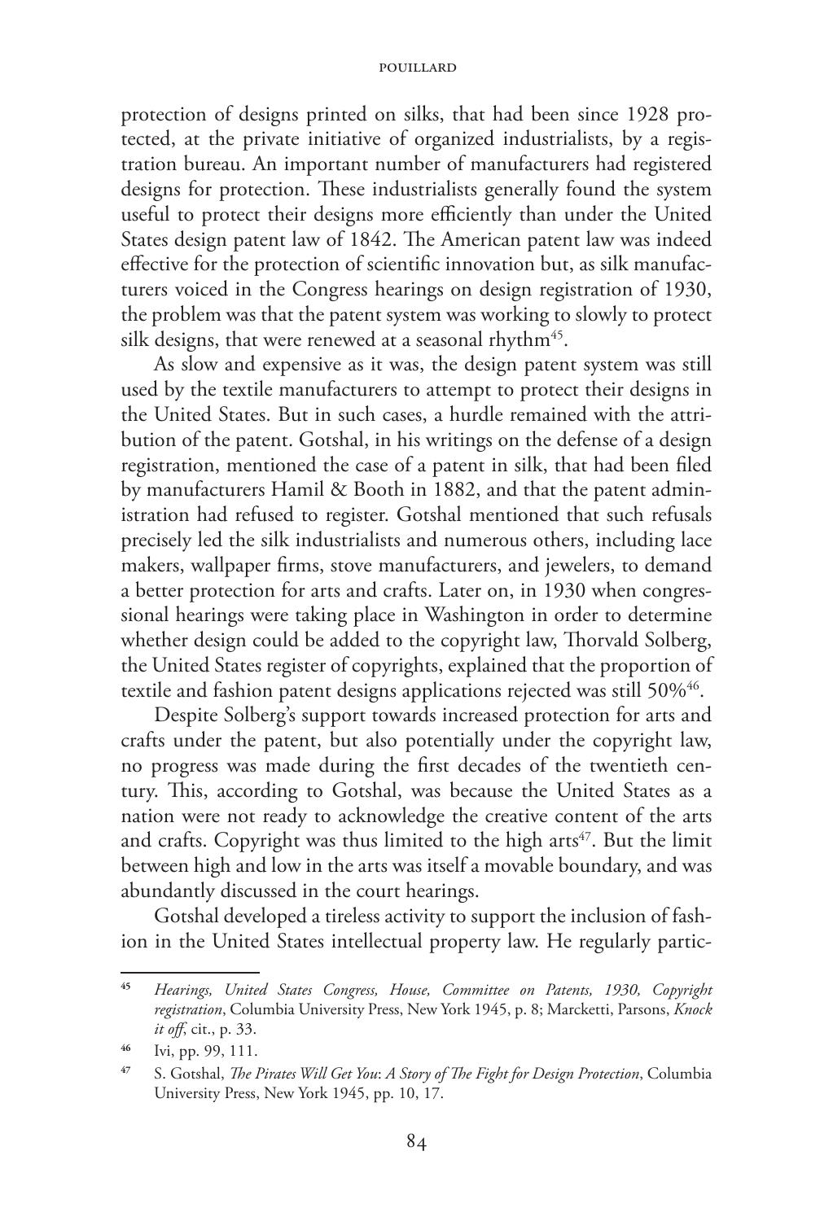protection of designs printed on silks, that had been since 1928 protected, at the private initiative of organized industrialists, by a registration bureau. An important number of manufacturers had registered designs for protection. These industrialists generally found the system useful to protect their designs more efficiently than under the United States design patent law of 1842. The American patent law was indeed effective for the protection of scientific innovation but, as silk manufacturers voiced in the Congress hearings on design registration of 1930, the problem was that the patent system was working to slowly to protect silk designs, that were renewed at a seasonal rhythm[45].

As slow and expensive as it was, the design patent system was still used by the textile manufacturers to attempt to protect their designs in the United States. But in such cases, a hurdle remained with the attribution of the patent. Gotshal, in his writings on the defense of a design registration, mentioned the case of a patent in silk, that had been filed by manufacturers Hamil & Booth in 1882, and that the patent administration had refused to register. Gotshal mentioned that such refusals precisely led the silk industrialists and numerous others, including lace makers, wallpaper firms, stove manufacturers, and jewelers, to demand a better protection for arts and crafts. Later on, in 1930 when congressional hearings were taking place in Washington in order to determine whether design could be added to the copyright law, Thorvald Solberg, the United States register of copyrights, explained that the proportion of textile and fashion patent designs applications rejected was still 50%[46].

Despite Solberg's support towards increased protection for arts and crafts under the patent, but also potentially under the copyright law, no progress was made during the first decades of the twentieth century. This, according to Gotshal, was because the United States as a nation were not ready to acknowledge the creative content of the arts and crafts. Copyright was thus limited to the high arts[47]. But the limit between high and low in the arts was itself a movable boundary, and was abundantly discussed in the court hearings.

Gotshal developed a tireless activity to support the inclusion of fashion in the United States intellectual property law. He regularly partic-

---

[45] *Hearings, United States Congress, House, Committee on Patents, 1930, Copyright registration*, Columbia University Press, New York 1945, p. 8; Marcketti, Parsons, *Knock it off*, cit., p. 33.

[46] Ivi, pp. 99, 111.

[47] S. Gotshal, *The Pirates Will Get You*: *A Story of The Fight for Design Protection*, Columbia University Press, New York 1945, pp. 10, 17.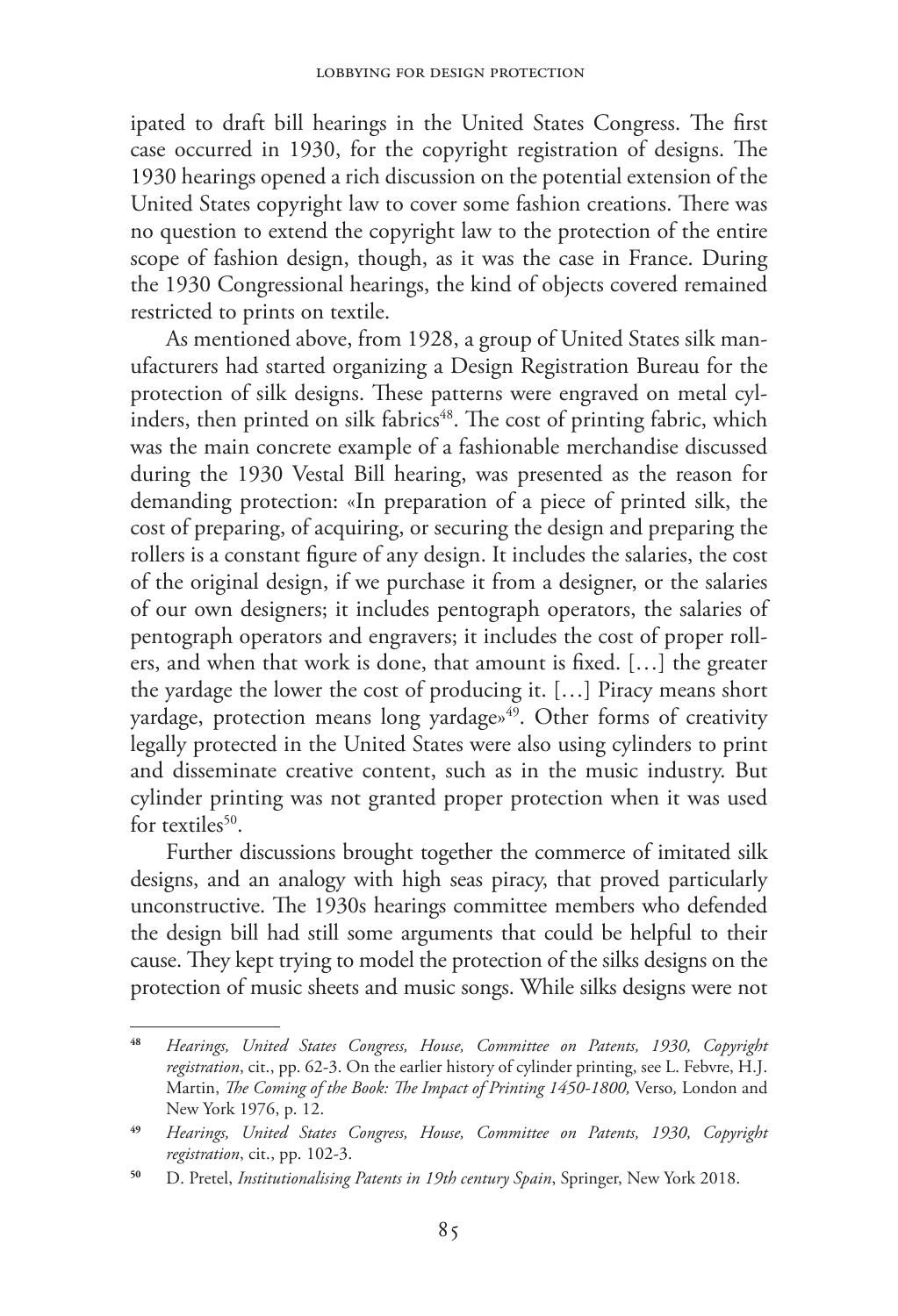ipated to draft bill hearings in the United States Congress. The first case occurred in 1930, for the copyright registration of designs. The 1930 hearings opened a rich discussion on the potential extension of the United States copyright law to cover some fashion creations. There was no question to extend the copyright law to the protection of the entire scope of fashion design, though, as it was the case in France. During the 1930 Congressional hearings, the kind of objects covered remained restricted to prints on textile.

As mentioned above, from 1928, a group of United States silk manufacturers had started organizing a Design Registration Bureau for the protection of silk designs. These patterns were engraved on metal cylinders, then printed on silk fabrics[48]. The cost of printing fabric, which was the main concrete example of a fashionable merchandise discussed during the 1930 Vestal Bill hearing, was presented as the reason for demanding protection: «In preparation of a piece of printed silk, the cost of preparing, of acquiring, or securing the design and preparing the rollers is a constant figure of any design. It includes the salaries, the cost of the original design, if we purchase it from a designer, or the salaries of our own designers; it includes pentograph operators, the salaries of pentograph operators and engravers; it includes the cost of proper rollers, and when that work is done, that amount is fixed. […] the greater the yardage the lower the cost of producing it. […] Piracy means short yardage, protection means long yardage»[49]. Other forms of creativity legally protected in the United States were also using cylinders to print and disseminate creative content, such as in the music industry. But cylinder printing was not granted proper protection when it was used for textiles[50].

Further discussions brought together the commerce of imitated silk designs, and an analogy with high seas piracy, that proved particularly unconstructive. The 1930s hearings committee members who defended the design bill had still some arguments that could be helpful to their cause. They kept trying to model the protection of the silks designs on the protection of music sheets and music songs. While silks designs were not

---

[48] *Hearings, United States Congress, House, Committee on Patents, 1930, Copyright registration*, cit., pp. 62-3. On the earlier history of cylinder printing, see L. Febvre, H.J. Martin, *The Coming of the Book: The Impact of Printing 1450-1800*, Verso, London and New York 1976, p. 12.

[49] *Hearings, United States Congress, House, Committee on Patents, 1930, Copyright registration*, cit., pp. 102-3.

[50] D. Pretel, *Institutionalising Patents in 19th century Spain*, Springer, New York 2018.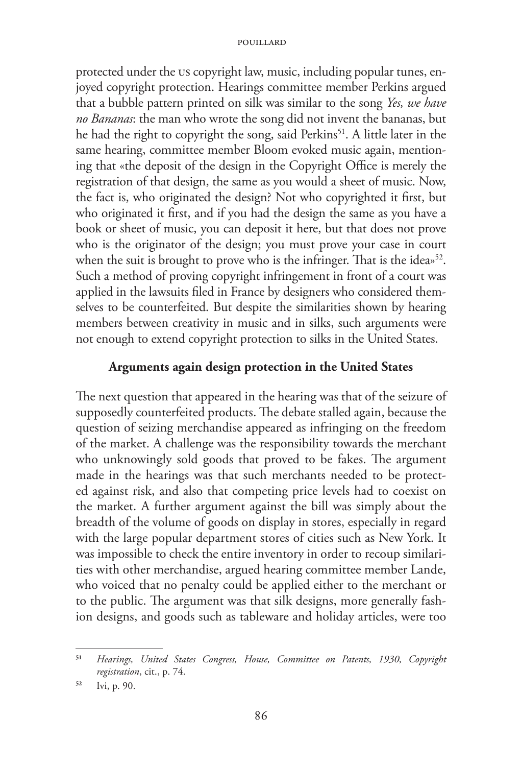protected under the US copyright law, music, including popular tunes, enjoyed copyright protection. Hearings committee member Perkins argued that a bubble pattern printed on silk was similar to the song *Yes, we have no Bananas*: the man who wrote the song did not invent the bananas, but he had the right to copyright the song, said Perkins[51]. A little later in the same hearing, committee member Bloom evoked music again, mentioning that «the deposit of the design in the Copyright Office is merely the registration of that design, the same as you would a sheet of music. Now, the fact is, who originated the design? Not who copyrighted it first, but who originated it first, and if you had the design the same as you have a book or sheet of music, you can deposit it here, but that does not prove who is the originator of the design; you must prove your case in court when the suit is brought to prove who is the infringer. That is the idea»[52]. Such a method of proving copyright infringement in front of a court was applied in the lawsuits filed in France by designers who considered themselves to be counterfeited. But despite the similarities shown by hearing members between creativity in music and in silks, such arguments were not enough to extend copyright protection to silks in the United States.

**Arguments again design protection in the United States**

The next question that appeared in the hearing was that of the seizure of supposedly counterfeited products. The debate stalled again, because the question of seizing merchandise appeared as infringing on the freedom of the market. A challenge was the responsibility towards the merchant who unknowingly sold goods that proved to be fakes. The argument made in the hearings was that such merchants needed to be protected against risk, and also that competing price levels had to coexist on the market. A further argument against the bill was simply about the breadth of the volume of goods on display in stores, especially in regard with the large popular department stores of cities such as New York. It was impossible to check the entire inventory in order to recoup similarities with other merchandise, argued hearing committee member Lande, who voiced that no penalty could be applied either to the merchant or to the public. The argument was that silk designs, more generally fashion designs, and goods such as tableware and holiday articles, were too

---

[51] *Hearings, United States Congress, House, Committee on Patents, 1930, Copyright registration*, cit., p. 74.

[52] Ivi, p. 90.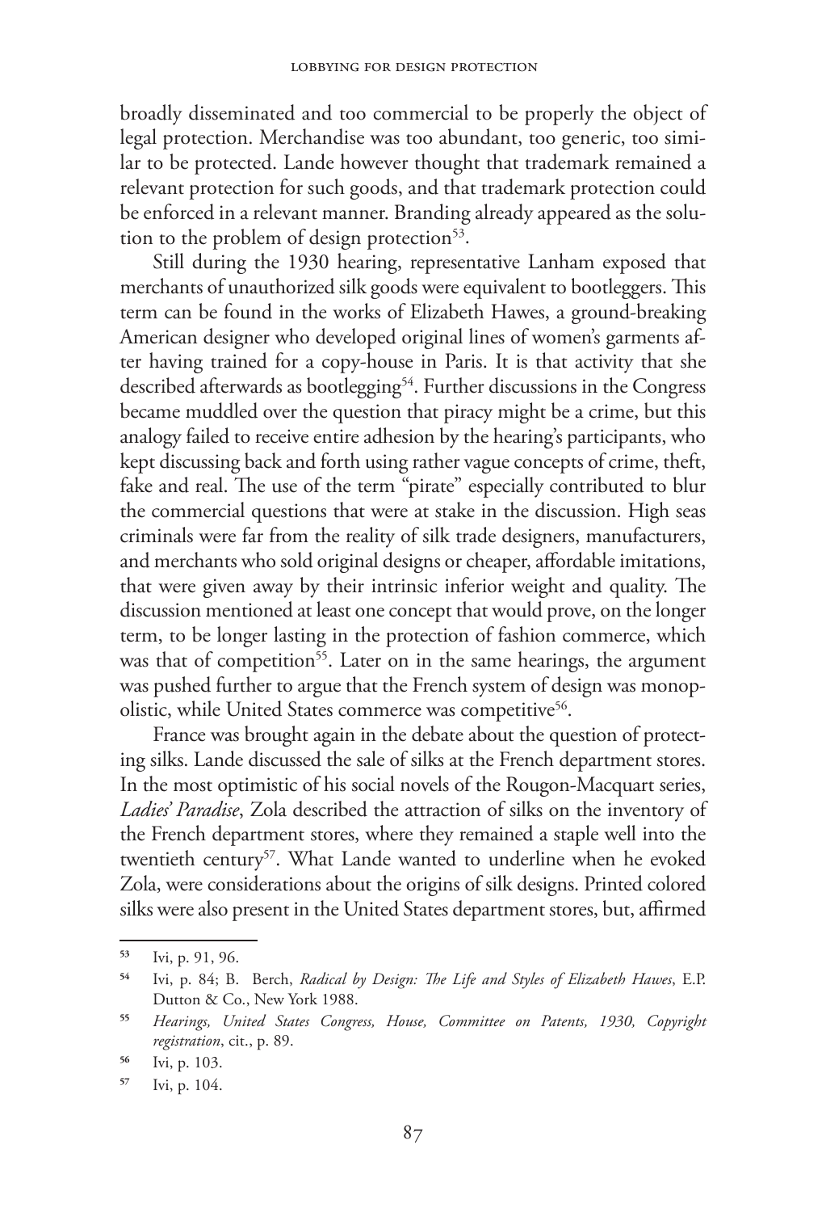broadly disseminated and too commercial to be properly the object of legal protection. Merchandise was too abundant, too generic, too similar to be protected. Lande however thought that trademark remained a relevant protection for such goods, and that trademark protection could be enforced in a relevant manner. Branding already appeared as the solution to the problem of design protection[53].

Still during the 1930 hearing, representative Lanham exposed that merchants of unauthorized silk goods were equivalent to bootleggers. This term can be found in the works of Elizabeth Hawes, a ground-breaking American designer who developed original lines of women's garments after having trained for a copy-house in Paris. It is that activity that she described afterwards as bootlegging[54]. Further discussions in the Congress became muddled over the question that piracy might be a crime, but this analogy failed to receive entire adhesion by the hearing's participants, who kept discussing back and forth using rather vague concepts of crime, theft, fake and real. The use of the term "pirate" especially contributed to blur the commercial questions that were at stake in the discussion. High seas criminals were far from the reality of silk trade designers, manufacturers, and merchants who sold original designs or cheaper, affordable imitations, that were given away by their intrinsic inferior weight and quality. The discussion mentioned at least one concept that would prove, on the longer term, to be longer lasting in the protection of fashion commerce, which was that of competition[55]. Later on in the same hearings, the argument was pushed further to argue that the French system of design was monopolistic, while United States commerce was competitive[56].

France was brought again in the debate about the question of protecting silks. Lande discussed the sale of silks at the French department stores. In the most optimistic of his social novels of the Rougon-Macquart series, *Ladies' Paradise*, Zola described the attraction of silks on the inventory of the French department stores, where they remained a staple well into the twentieth century[57]. What Lande wanted to underline when he evoked Zola, were considerations about the origins of silk designs. Printed colored silks were also present in the United States department stores, but, affirmed

---

[53] Ivi, p. 91, 96.

[54] Ivi, p. 84; B. Berch, *Radical by Design: The Life and Styles of Elizabeth Hawes*, E.P. Dutton & Co., New York 1988.

[55] *Hearings, United States Congress, House, Committee on Patents, 1930, Copyright registration*, cit., p. 89.

[56] Ivi, p. 103.

[57] Ivi, p. 104.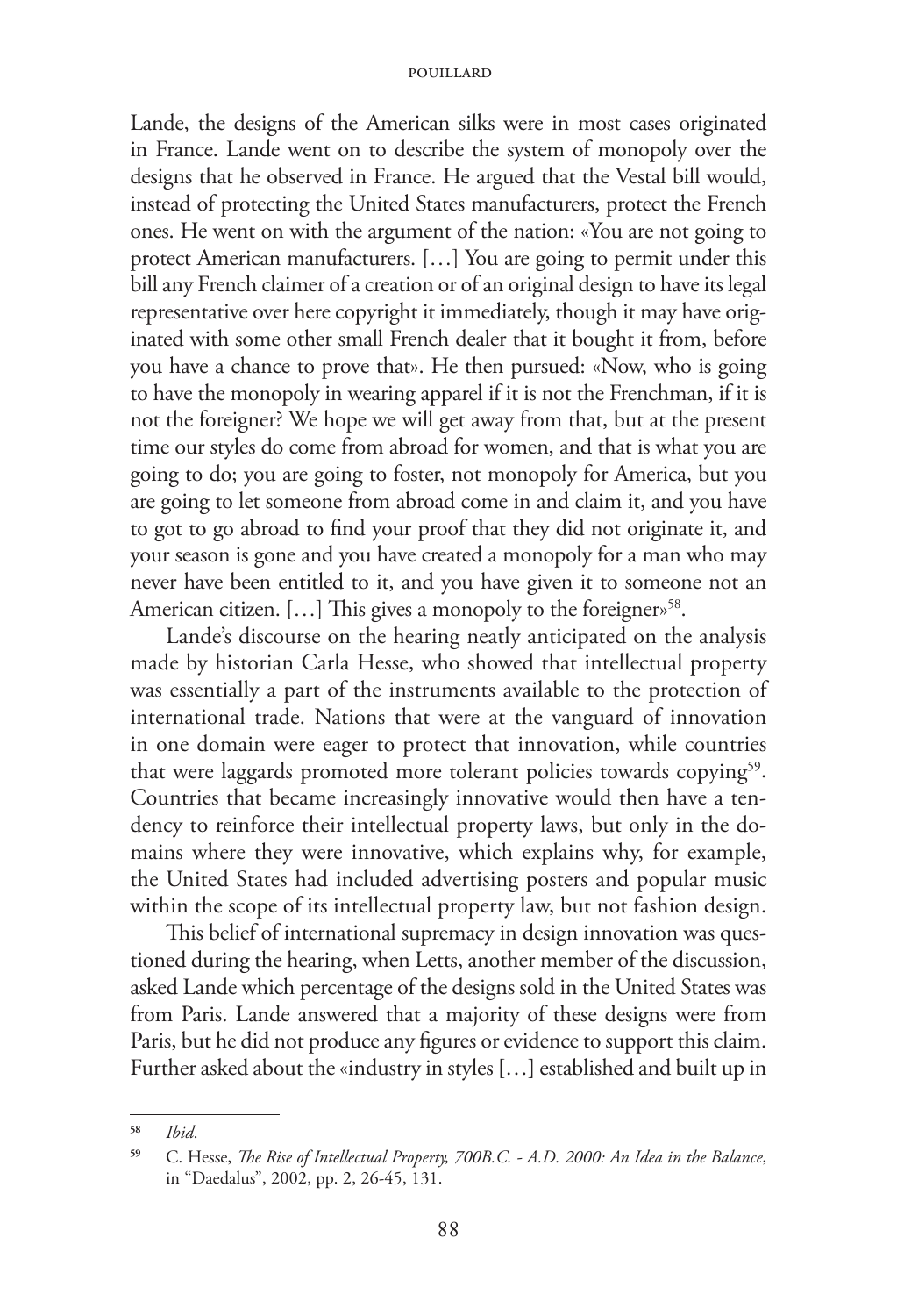Lande, the designs of the American silks were in most cases originated in France. Lande went on to describe the system of monopoly over the designs that he observed in France. He argued that the Vestal bill would, instead of protecting the United States manufacturers, protect the French ones. He went on with the argument of the nation: «You are not going to protect American manufacturers. […] You are going to permit under this bill any French claimer of a creation or of an original design to have its legal representative over here copyright it immediately, though it may have originated with some other small French dealer that it bought it from, before you have a chance to prove that». He then pursued: «Now, who is going to have the monopoly in wearing apparel if it is not the Frenchman, if it is not the foreigner? We hope we will get away from that, but at the present time our styles do come from abroad for women, and that is what you are going to do; you are going to foster, not monopoly for America, but you are going to let someone from abroad come in and claim it, and you have to got to go abroad to find your proof that they did not originate it, and your season is gone and you have created a monopoly for a man who may never have been entitled to it, and you have given it to someone not an American citizen. […] This gives a monopoly to the foreigner»[58].

Lande's discourse on the hearing neatly anticipated on the analysis made by historian Carla Hesse, who showed that intellectual property was essentially a part of the instruments available to the protection of international trade. Nations that were at the vanguard of innovation in one domain were eager to protect that innovation, while countries that were laggards promoted more tolerant policies towards copying[59]. Countries that became increasingly innovative would then have a tendency to reinforce their intellectual property laws, but only in the domains where they were innovative, which explains why, for example, the United States had included advertising posters and popular music within the scope of its intellectual property law, but not fashion design.

This belief of international supremacy in design innovation was questioned during the hearing, when Letts, another member of the discussion, asked Lande which percentage of the designs sold in the United States was from Paris. Lande answered that a majority of these designs were from Paris, but he did not produce any figures or evidence to support this claim. Further asked about the «industry in styles […] established and built up in

---

[58] *Ibid*.

[59] C. Hesse, *The Rise of Intellectual Property, 700B.C. - A.D. 2000: An Idea in the Balance*, in "Daedalus", 2002, pp. 2, 26-45, 131.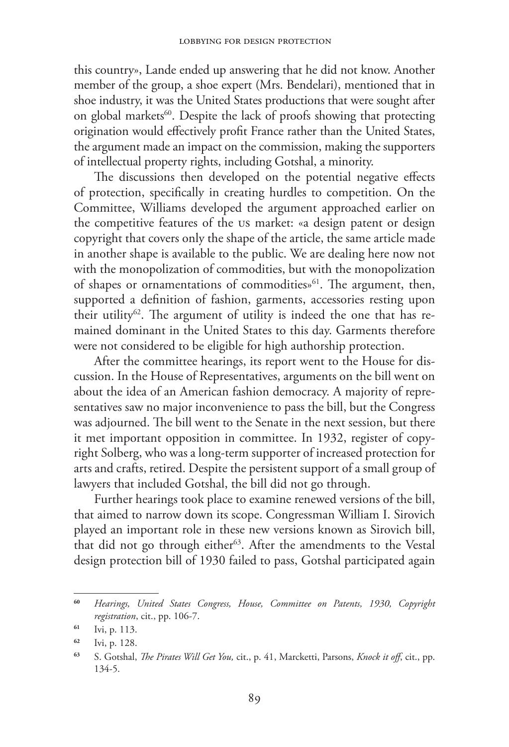this country», Lande ended up answering that he did not know. Another member of the group, a shoe expert (Mrs. Bendelari), mentioned that in shoe industry, it was the United States productions that were sought after on global markets[60]. Despite the lack of proofs showing that protecting origination would effectively profit France rather than the United States, the argument made an impact on the commission, making the supporters of intellectual property rights, including Gotshal, a minority.

The discussions then developed on the potential negative effects of protection, specifically in creating hurdles to competition. On the Committee, Williams developed the argument approached earlier on the competitive features of the US market: «a design patent or design copyright that covers only the shape of the article, the same article made in another shape is available to the public. We are dealing here now not with the monopolization of commodities, but with the monopolization of shapes or ornamentations of commodities»[61]. The argument, then, supported a definition of fashion, garments, accessories resting upon their utility[62]. The argument of utility is indeed the one that has remained dominant in the United States to this day. Garments therefore were not considered to be eligible for high authorship protection.

After the committee hearings, its report went to the House for discussion. In the House of Representatives, arguments on the bill went on about the idea of an American fashion democracy. A majority of representatives saw no major inconvenience to pass the bill, but the Congress was adjourned. The bill went to the Senate in the next session, but there it met important opposition in committee. In 1932, register of copyright Solberg, who was a long-term supporter of increased protection for arts and crafts, retired. Despite the persistent support of a small group of lawyers that included Gotshal, the bill did not go through.

Further hearings took place to examine renewed versions of the bill, that aimed to narrow down its scope. Congressman William I. Sirovich played an important role in these new versions known as Sirovich bill, that did not go through either[63]. After the amendments to the Vestal design protection bill of 1930 failed to pass, Gotshal participated again

---

[60] *Hearings, United States Congress, House, Committee on Patents, 1930, Copyright registration*, cit., pp. 106-7.

[61] Ivi, p. 113.

[62] Ivi, p. 128.

[63] S. Gotshal, *The Pirates Will Get You,* cit., p. 41, Marcketti, Parsons, *Knock it off*, cit., pp. 134-5.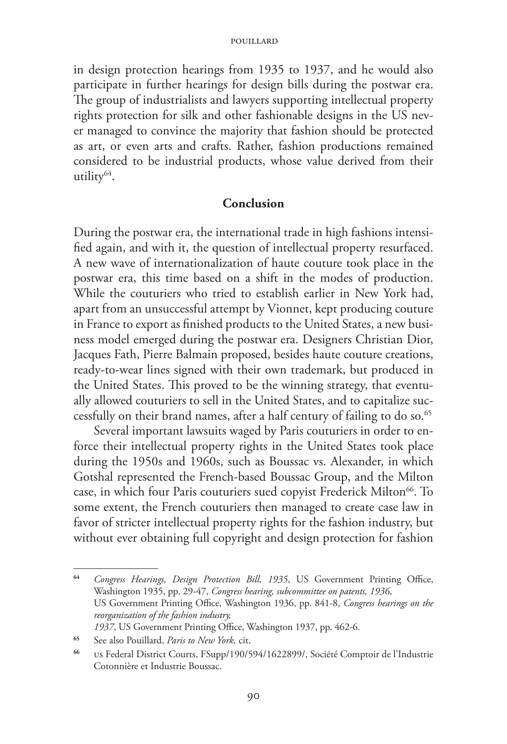in design protection hearings from 1935 to 1937, and he would also participate in further hearings for design bills during the postwar era. The group of industrialists and lawyers supporting intellectual property rights protection for silk and other fashionable designs in the US never managed to convince the majority that fashion should be protected as art, or even arts and crafts. Rather, fashion productions remained considered to be industrial products, whose value derived from their utility[64].

## Conclusion

During the postwar era, the international trade in high fashions intensified again, and with it, the question of intellectual property resurfaced. A new wave of internationalization of haute couture took place in the postwar era, this time based on a shift in the modes of production. While the couturiers who tried to establish earlier in New York had, apart from an unsuccessful attempt by Vionnet, kept producing couture in France to export as finished products to the United States, a new business model emerged during the postwar era. Designers Christian Dior, Jacques Fath, Pierre Balmain proposed, besides haute couture creations, ready-to-wear lines signed with their own trademark, but produced in the United States. This proved to be the winning strategy, that eventually allowed couturiers to sell in the United States, and to capitalize successfully on their brand names, after a half century of failing to do so.[65]

Several important lawsuits waged by Paris couturiers in order to enforce their intellectual property rights in the United States took place during the 1950s and 1960s, such as Boussac vs. Alexander, in which Gotshal represented the French-based Boussac Group, and the Milton case, in which four Paris couturiers sued copyist Frederick Milton[66]. To some extent, the French couturiers then managed to create case law in favor of stricter intellectual property rights for the fashion industry, but without ever obtaining full copyright and design protection for fashion

---

[64] *Congress Hearings, Design Protection Bill, 1935*, US Government Printing Office, Washington 1935, pp. 29-47, *Congress hearing, subcommittee on patents, 1936*, US Government Printing Office, Washington 1936, pp. 841-8, *Congress hearings on the reorganization of the fashion industry, 1937*, US Government Printing Office, Washington 1937, pp. 462-6.

[65] See also Pouillard, *Paris to New York,* cit.

[66] US Federal District Courts, FSupp/190/594/1622899/, Société Comptoir de l'Industrie Cotonnière et Industrie Boussac.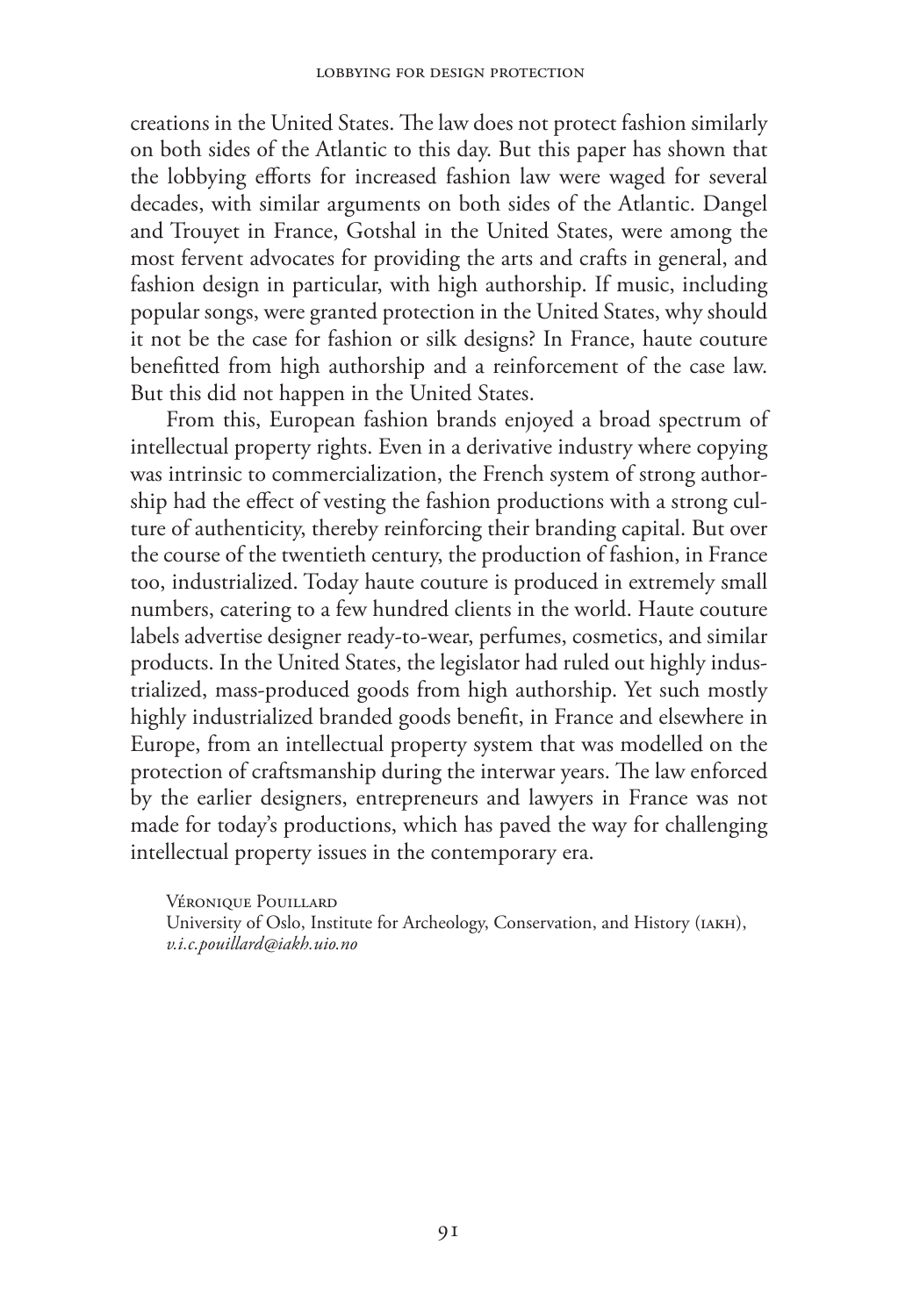creations in the United States. The law does not protect fashion similarly on both sides of the Atlantic to this day. But this paper has shown that the lobbying efforts for increased fashion law were waged for several decades, with similar arguments on both sides of the Atlantic. Dangel and Trouyet in France, Gotshal in the United States, were among the most fervent advocates for providing the arts and crafts in general, and fashion design in particular, with high authorship. If music, including popular songs, were granted protection in the United States, why should it not be the case for fashion or silk designs? In France, haute couture benefitted from high authorship and a reinforcement of the case law. But this did not happen in the United States.

From this, European fashion brands enjoyed a broad spectrum of intellectual property rights. Even in a derivative industry where copying was intrinsic to commercialization, the French system of strong authorship had the effect of vesting the fashion productions with a strong culture of authenticity, thereby reinforcing their branding capital. But over the course of the twentieth century, the production of fashion, in France too, industrialized. Today haute couture is produced in extremely small numbers, catering to a few hundred clients in the world. Haute couture labels advertise designer ready-to-wear, perfumes, cosmetics, and similar products. In the United States, the legislator had ruled out highly industrialized, mass-produced goods from high authorship. Yet such mostly highly industrialized branded goods benefit, in France and elsewhere in Europe, from an intellectual property system that was modelled on the protection of craftsmanship during the interwar years. The law enforced by the earlier designers, entrepreneurs and lawyers in France was not made for today's productions, which has paved the way for challenging intellectual property issues in the contemporary era.

Véronique Pouillard
University of Oslo, Institute for Archeology, Conservation, and History (IAKH), *v.i.c.pouillard@iakh.uio.no*